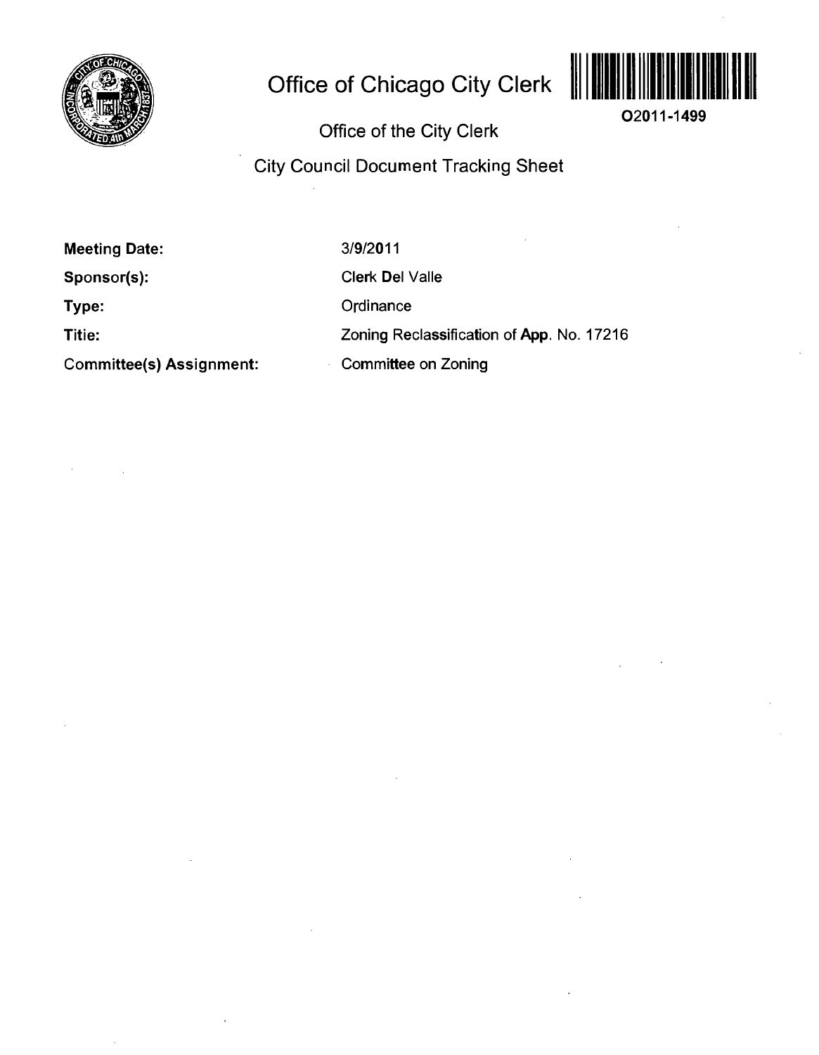# Office of Chicago City Clerk

O2011-1499

## Office of the City Clerk

## City Council Document Tracking Sheet

| | |
|---|---|
| **Meeting Date:** | 3/9/2011 |
| **Sponsor(s):** | Clerk Del Valle |
| **Type:** | Ordinance |
| **Titie:** | Zoning Reclassification of App. No. 17216 |
| **Committee(s) Assignment:** | Committee on Zoning |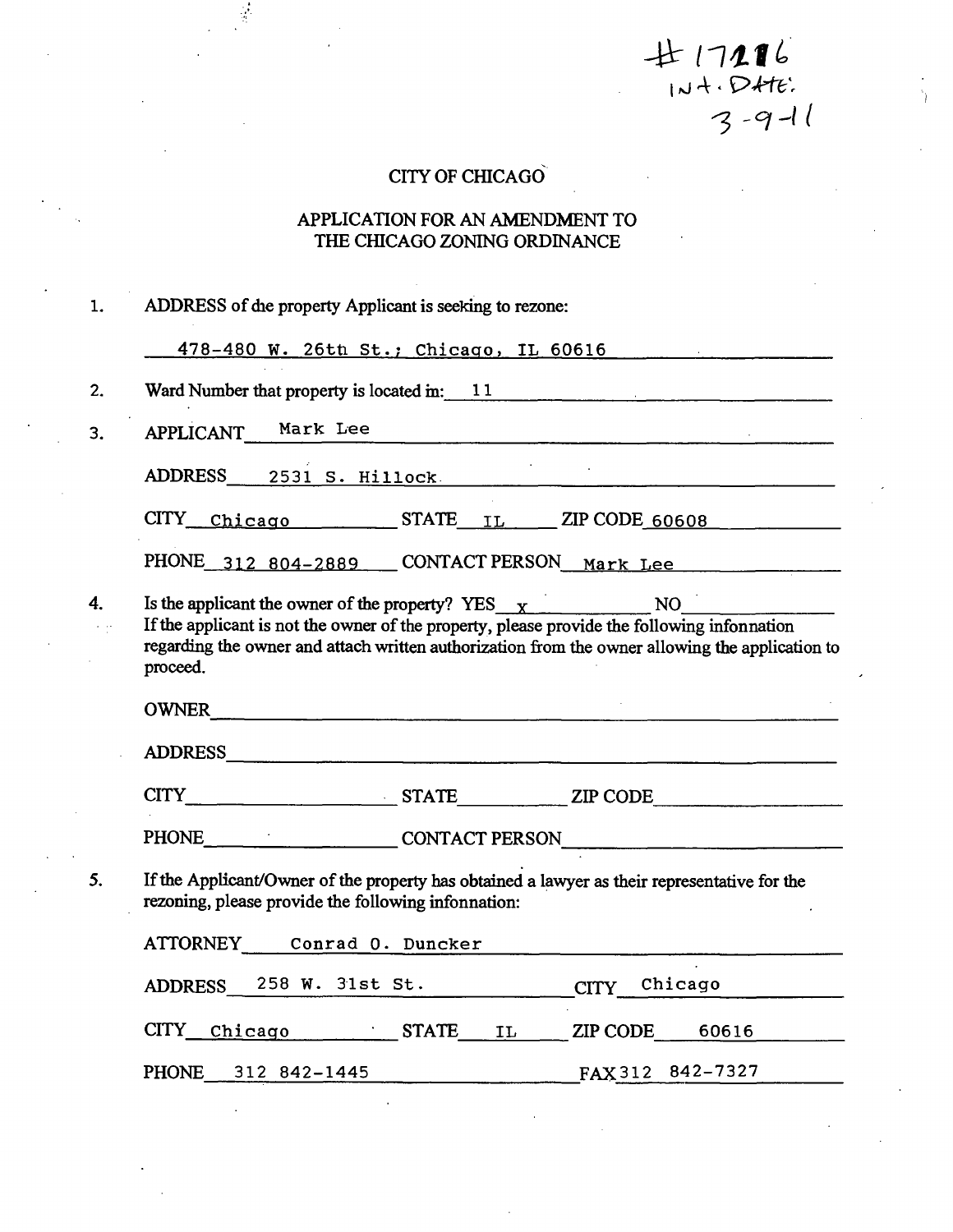#17216
INT. DATE:
3-9-11

# CITY OF CHICAGO

## APPLICATION FOR AN AMENDMENT TO THE CHICAGO ZONING ORDINANCE

1. ADDRESS of the property Applicant is seeking to rezone:

   478-480 W. 26th St.; Chicago, IL 60616

2. Ward Number that property is located in: 11

3. APPLICANT Mark Lee

   ADDRESS 2531 S. Hillock

   CITY Chicago STATE IL ZIP CODE 60608

   PHONE 312 804-2889 CONTACT PERSON Mark Lee

4. Is the applicant the owner of the property? YES x NO ______
   If the applicant is not the owner of the property, please provide the following information regarding the owner and attach written authorization from the owner allowing the application to proceed.

   OWNER ______

   ADDRESS ______

   CITY ______ STATE ______ ZIP CODE ______

   PHONE ______ CONTACT PERSON ______

5. If the Applicant/Owner of the property has obtained a lawyer as their representative for the rezoning, please provide the following information:

   ATTORNEY Conrad O. Duncker

   ADDRESS 258 W. 31st St. CITY Chicago

   CITY Chicago STATE IL ZIP CODE 60616

   PHONE 312 842-1445 FAX 312 842-7327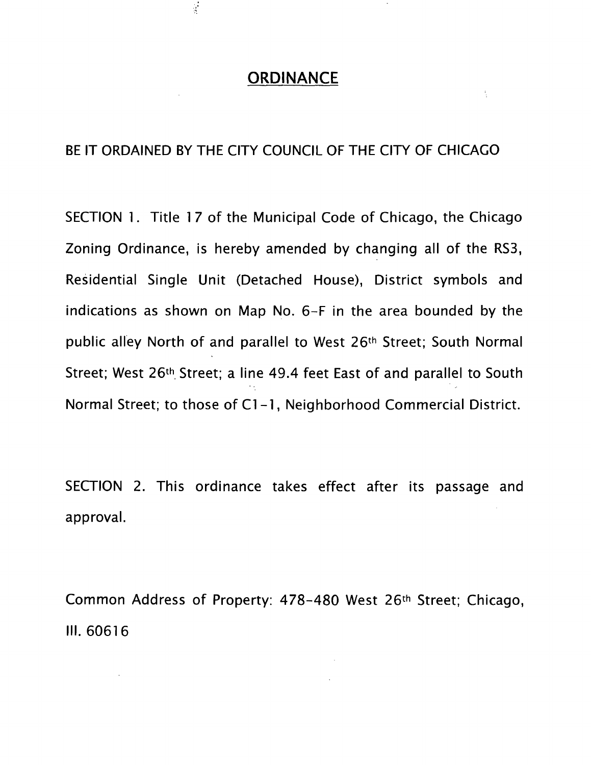# ORDINANCE

BE IT ORDAINED BY THE CITY COUNCIL OF THE CITY OF CHICAGO

SECTION 1. Title 17 of the Municipal Code of Chicago, the Chicago Zoning Ordinance, is hereby amended by changing all of the RS3, Residential Single Unit (Detached House), District symbols and indications as shown on Map No. 6-F in the area bounded by the public alley North of and parallel to West 26th Street; South Normal Street; West 26th Street; a line 49.4 feet East of and parallel to South Normal Street; to those of C1-1, Neighborhood Commercial District.

SECTION 2. This ordinance takes effect after its passage and approval.

Common Address of Property: 478-480 West 26th Street; Chicago, Ill. 60616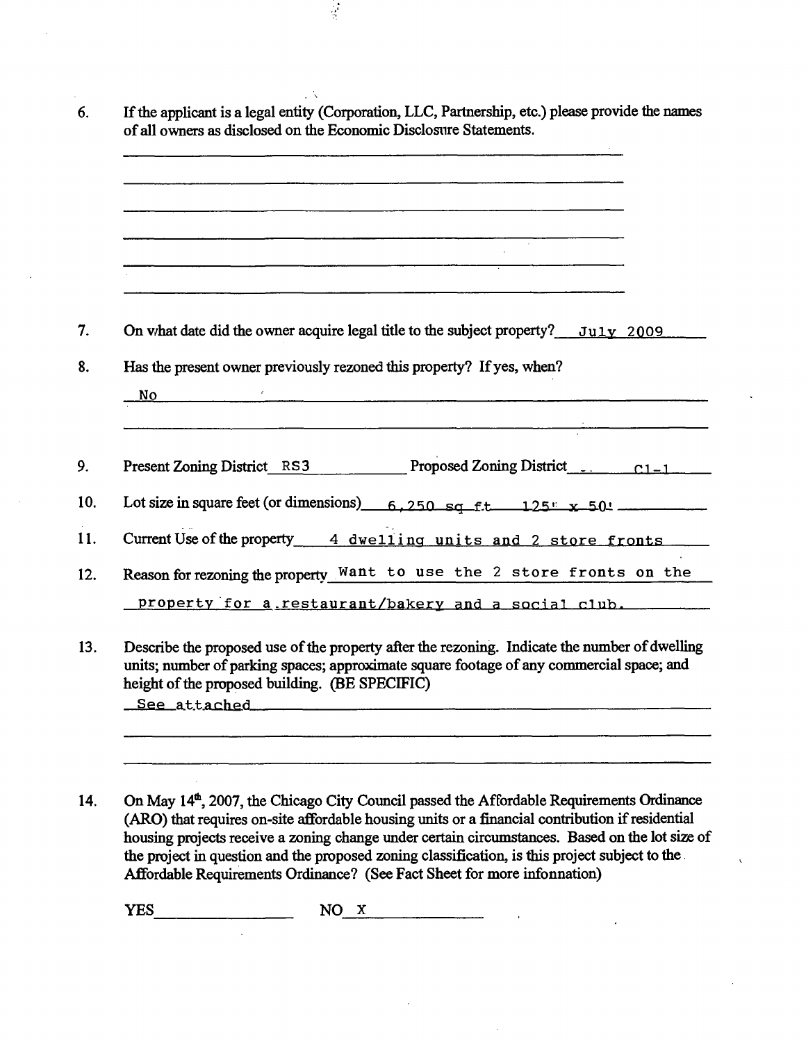6. If the applicant is a legal entity (Corporation, LLC, Partnership, etc.) please provide the names of all owners as disclosed on the Economic Disclosure Statements.

______________________________

______________________________

______________________________

______________________________

______________________________

______________________________

7. On what date did the owner acquire legal title to the subject property? July 2009

8. Has the present owner previously rezoned this property? If yes, when?

No

9. Present Zoning District RS3 Proposed Zoning District C1-1

10. Lot size in square feet (or dimensions) 6,250 sq ft 125' x 50'

11. Current Use of the property 4 dwelling units and 2 store fronts

12. Reason for rezoning the property Want to use the 2 store fronts on the property for a restaurant/bakery and a social club.

13. Describe the proposed use of the property after the rezoning. Indicate the number of dwelling units; number of parking spaces; approximate square footage of any commercial space; and height of the proposed building. (BE SPECIFIC)

See attached

14. On May 14th, 2007, the Chicago City Council passed the Affordable Requirements Ordinance (ARO) that requires on-site affordable housing units or a financial contribution if residential housing projects receive a zoning change under certain circumstances. Based on the lot size of the project in question and the proposed zoning classification, is this project subject to the Affordable Requirements Ordinance? (See Fact Sheet for more infonnation)

YES ________ NO X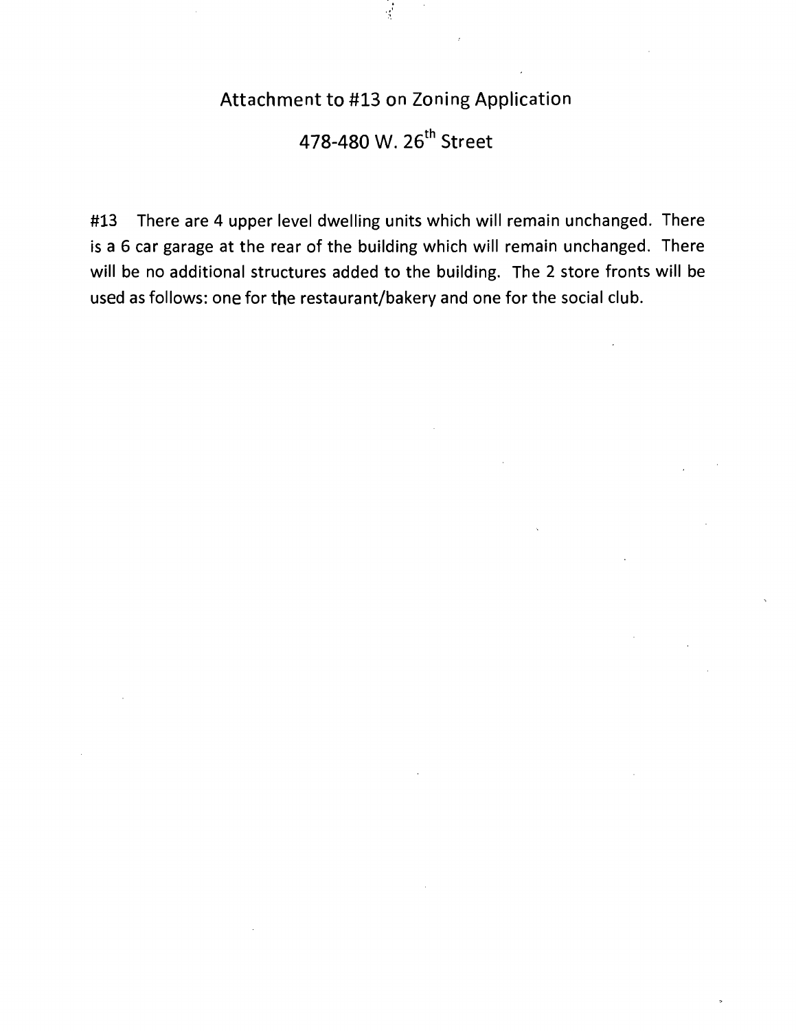# Attachment to #13 on Zoning Application

## 478-480 W. 26th Street

#13 There are 4 upper level dwelling units which will remain unchanged. There is a 6 car garage at the rear of the building which will remain unchanged. There will be no additional structures added to the building. The 2 store fronts will be used as follows: one for the restaurant/bakery and one for the social club.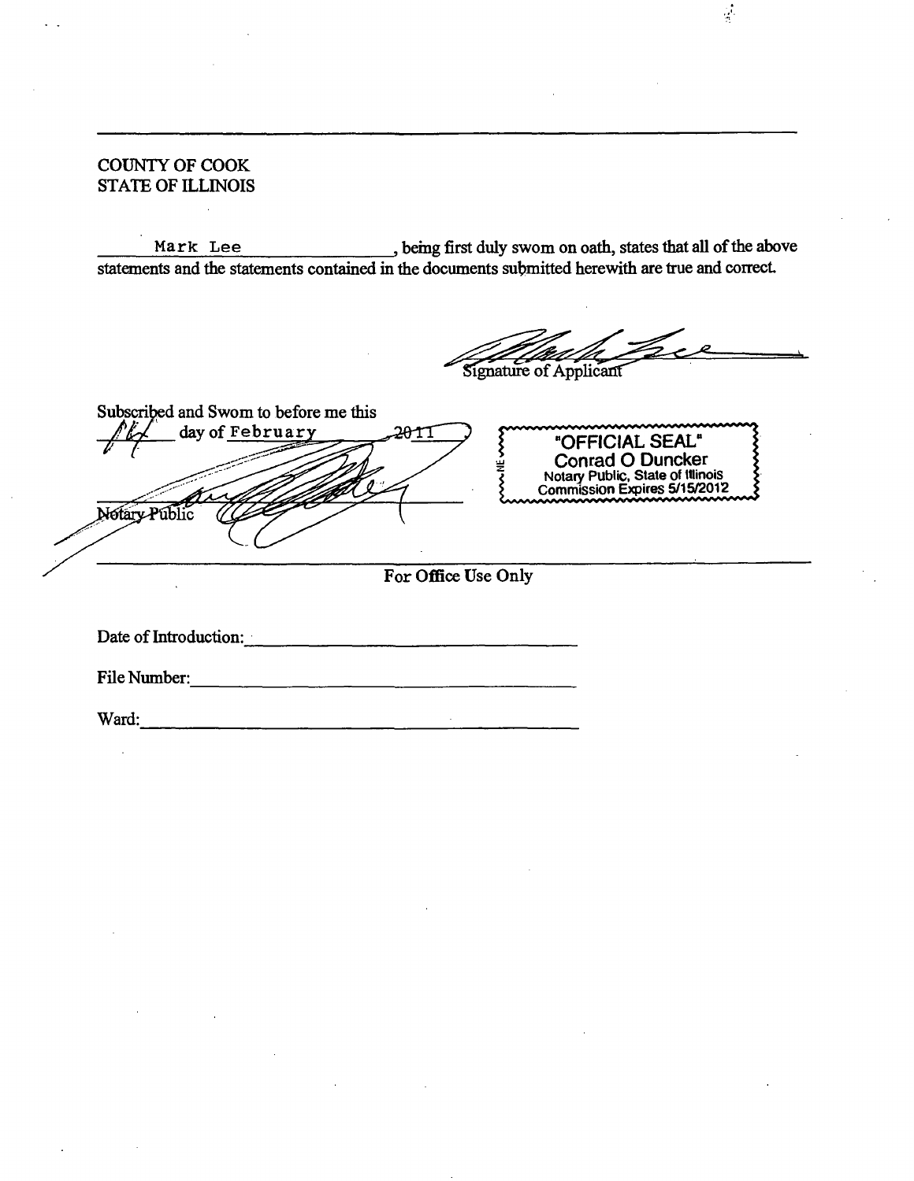COUNTY OF COOK
STATE OF ILLINOIS

Mark Lee, being first duly sworn on oath, states that all of the above statements and the statements contained in the documents submitted herewith are true and correct.

Signature of Applicant

Subscribed and Sworn to before me this 14 day of February 2011

Notary Public

"OFFICIAL SEAL"
Conrad O Duncker
Notary Public, State of Illinois
Commission Expires 5/15/2012

For Office Use Only

Date of Introduction: ____________________

File Number: ____________________

Ward: ____________________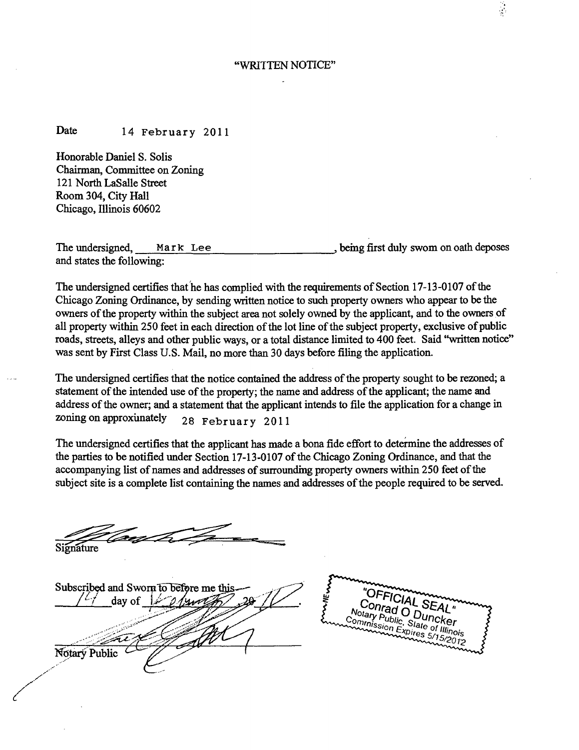# "WRITTEN NOTICE"

Date 14 February 2011

Honorable Daniel S. Solis
Chairman, Committee on Zoning
121 North LaSalle Street
Room 304, City Hall
Chicago, Illinois 60602

The undersigned, Mark Lee, being first duly sworn on oath deposes and states the following:

The undersigned certifies that he has complied with the requirements of Section 17-13-0107 of the Chicago Zoning Ordinance, by sending written notice to such property owners who appear to be the owners of the property within the subject area not solely owned by the applicant, and to the owners of all property within 250 feet in each direction of the lot line of the subject property, exclusive of public roads, streets, alleys and other public ways, or a total distance limited to 400 feet. Said "written notice" was sent by First Class U.S. Mail, no more than 30 days before filing the application.

The undersigned certifies that the notice contained the address of the property sought to be rezoned; a statement of the intended use of the property; the name and address of the applicant; the name and address of the owner; and a statement that the applicant intends to file the application for a change in zoning on approximately 28 February 2011

The undersigned certifies that the applicant has made a bona fide effort to determine the addresses of the parties to be notified under Section 17-13-0107 of the Chicago Zoning Ordinance, and that the accompanying list of names and addresses of surrounding property owners within 250 feet of the subject site is a complete list containing the names and addresses of the people required to be served.

Signature

Subscribed and Sworn to before me this 14 day of February, 2011.

Notary Public

"OFFICIAL SEAL"
Conrad O Duncker
Notary Public, State of Illinois
Commission Expires 5/15/2012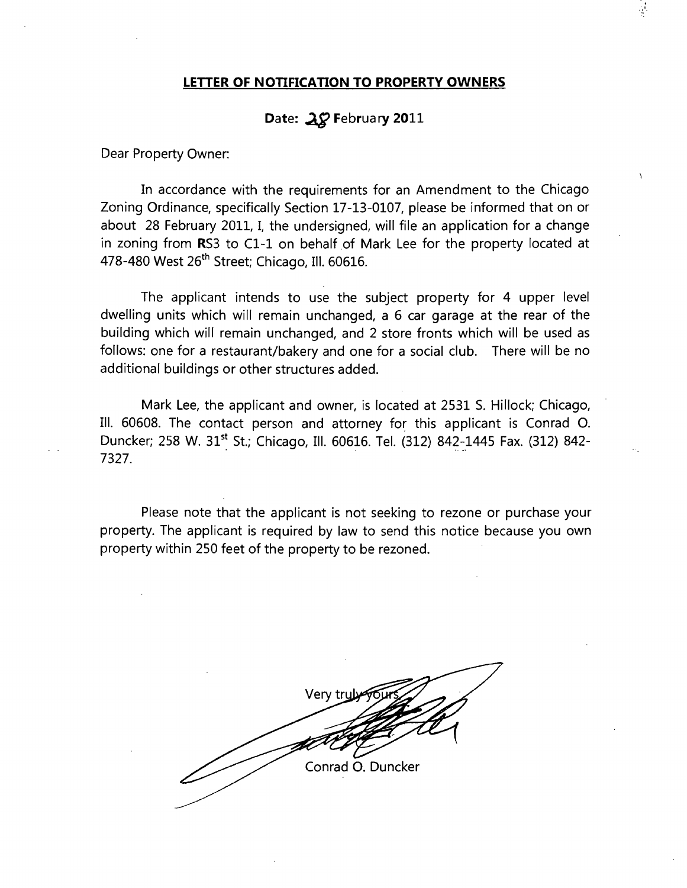**LETTER OF NOTIFICATION TO PROPERTY OWNERS**

**Date: 28 February 2011**

Dear Property Owner:

In accordance with the requirements for an Amendment to the Chicago Zoning Ordinance, specifically Section 17-13-0107, please be informed that on or about 28 February 2011, I, the undersigned, will file an application for a change in zoning from **R**S3 to C1-1 on behalf of Mark Lee for the property located at 478-480 West 26th Street; Chicago, Ill. 60616.

The applicant intends to use the subject property for 4 upper level dwelling units which will remain unchanged, a 6 car garage at the rear of the building which will remain unchanged, and 2 store fronts which will be used as follows: one for a restaurant/bakery and one for a social club. There will be no additional buildings or other structures added.

Mark Lee, the applicant and owner, is located at 2531 S. Hillock; Chicago, Ill. 60608. The contact person and attorney for this applicant is Conrad O. Duncker; 258 W. 31st St.; Chicago, Ill. 60616. Tel. (312) 842-1445 Fax. (312) 842-7327.

Please note that the applicant is not seeking to rezone or purchase your property. The applicant is required by law to send this notice because you own property within 250 feet of the property to be rezoned.

Very truly yours

Conrad O. Duncker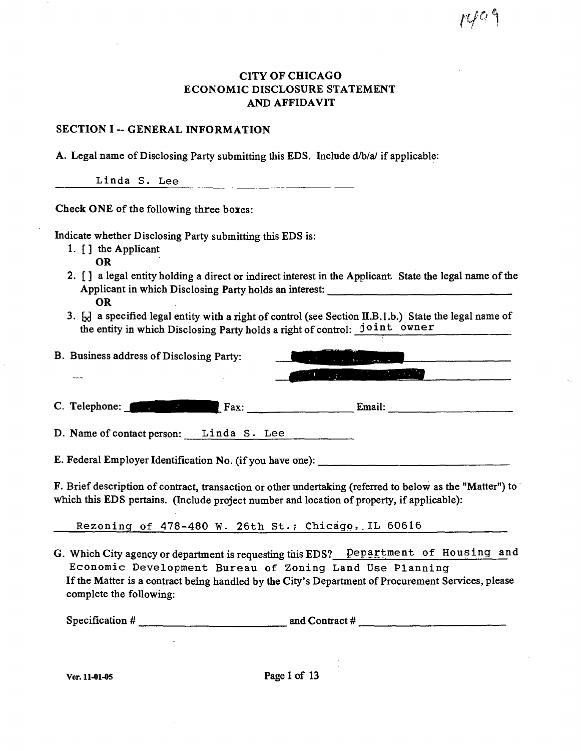# CITY OF CHICAGO
# ECONOMIC DISCLOSURE STATEMENT
# AND AFFIDAVIT

## SECTION I -- GENERAL INFORMATION

A. Legal name of Disclosing Party submitting this EDS. Include d/b/a/ if applicable:

Linda S. Lee

**Check ONE of the following three boxes:**

Indicate whether Disclosing Party submitting this EDS is:

1. [ ] the Applicant
   **OR**
2. [ ] a legal entity holding a direct or indirect interest in the Applicant. State the legal name of the Applicant in which Disclosing Party holds an interest: ______________________
   **OR**
3. [x] a specified legal entity with a right of control (see Section II.B.1.b.) State the legal name of the entity in which Disclosing Party holds a right of control: joint owner

B. Business address of Disclosing Party: [REDACTED]

C. Telephone: [REDACTED] Fax: ______________ Email: ______________

D. Name of contact person: Linda S. Lee

E. Federal Employer Identification No. (if you have one): ______________________

F. Brief description of contract, transaction or other undertaking (referred to below as the "Matter") to which this EDS pertains. (Include project number and location of property, if applicable):

Rezoning of 478-480 W. 26th St.; Chicago, IL 60616

G. Which City agency or department is requesting this EDS? Department of Housing and Economic Development Bureau of Zoning Land Use Planning

If the Matter is a contract being handled by the City's Department of Procurement Services, please complete the following:

Specification # ______________________ and Contract # ______________________

Ver. 11-01-05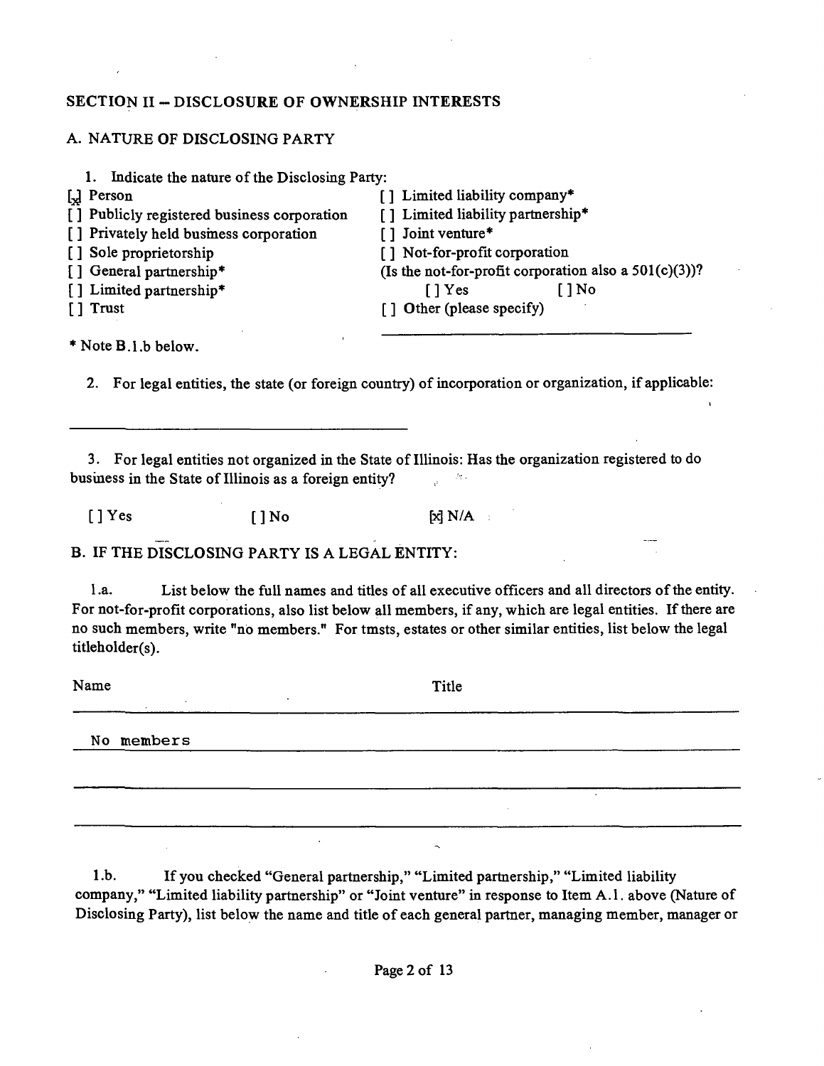## SECTION II -- DISCLOSURE OF OWNERSHIP INTERESTS

### A. NATURE OF DISCLOSING PARTY

1. Indicate the nature of the Disclosing Party:

[x] Person
[ ] Publicly registered business corporation
[ ] Privately held business corporation
[ ] Sole proprietorship
[ ] General partnership*
[ ] Limited partnership*
[ ] Trust
[ ] Limited liability company*
[ ] Limited liability partnership*
[ ] Joint venture*
[ ] Not-for-profit corporation
(Is the not-for-profit corporation also a 501(c)(3))?
[ ] Yes [ ] No
[ ] Other (please specify)

\* Note B.1.b below.

2. For legal entities, the state (or foreign country) of incorporation or organization, if applicable:

\_\_\_\_\_\_\_\_\_\_\_\_\_\_\_\_\_\_\_\_\_\_\_\_\_\_\_\_\_\_\_\_\_\_\_\_

3. For legal entities not organized in the State of Illinois: Has the organization registered to do business in the State of Illinois as a foreign entity?

[ ] Yes [ ] No [x] N/A

### B. IF THE DISCLOSING PARTY IS A LEGAL ENTITY:

1.a. List below the full names and titles of all executive officers and all directors of the entity. For not-for-profit corporations, also list below all members, if any, which are legal entities. If there are no such members, write "no members." For tmsts, estates or other similar entities, list below the legal titleholder(s).

| Name | Title |
|---|---|
| No members | |
| | |
| | |

1.b. If you checked "General partnership," "Limited partnership," "Limited liability company," "Limited liability partnership" or "Joint venture" in response to Item A.1. above (Nature of Disclosing Party), list below the name and title of each general partner, managing member, manager or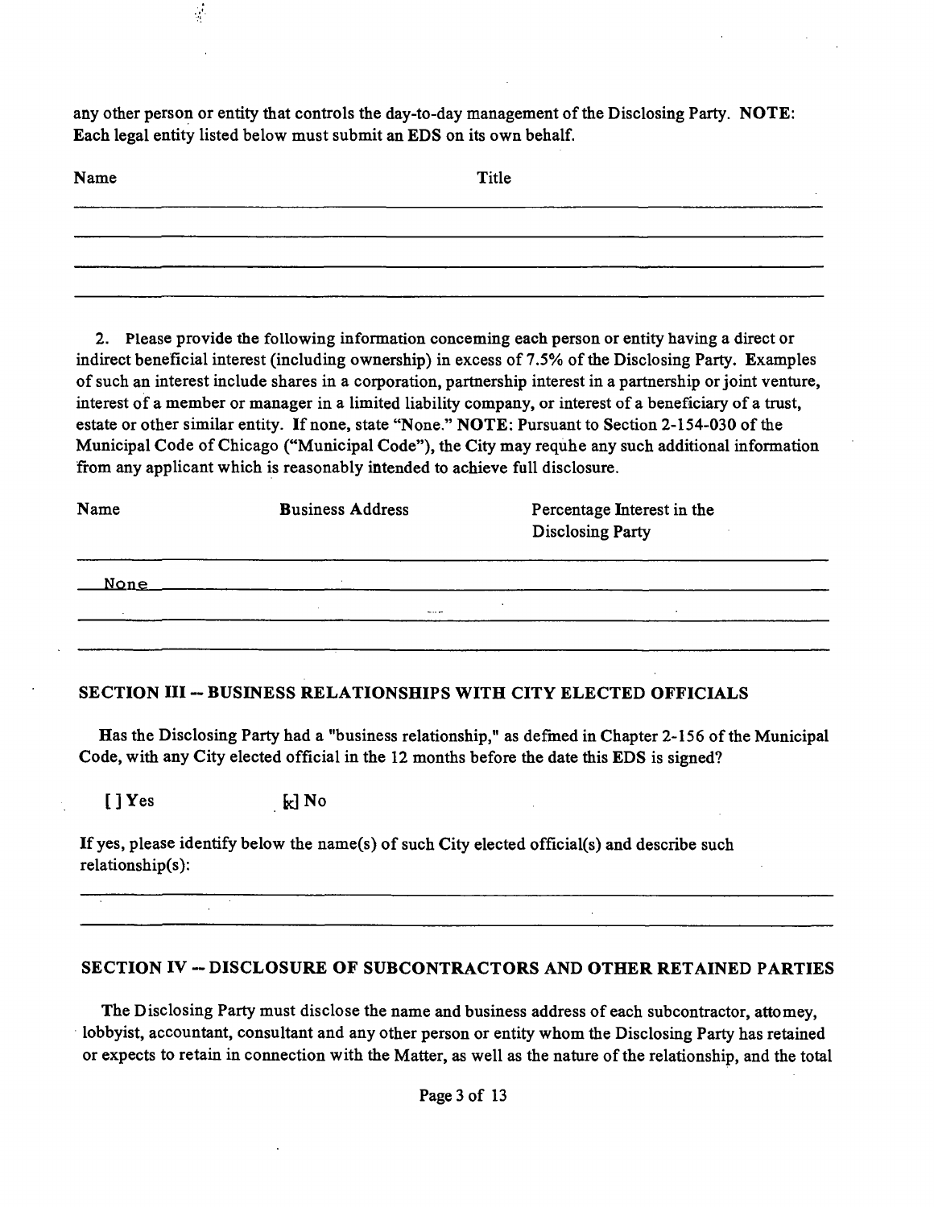any other person or entity that controls the day-to-day management of the Disclosing Party. **NOTE:** Each legal entity listed below must submit an EDS on its own behalf.

| Name | Title |
|---|---|
| | |
| | |
| | |

2. Please provide the following information conceming each person or entity having a direct or indirect beneficial interest (including ownership) in excess of 7.5% of the Disclosing Party. Examples of such an interest include shares in a corporation, partnership interest in a partnership or joint venture, interest of a member or manager in a limited liability company, or interest of a beneficiary of a trust, estate or other similar entity. If none, state "None." **NOTE:** Pursuant to Section 2-154-030 of the Municipal Code of Chicago ("Municipal Code"), the City may requhe any such additional information from any applicant which is reasonably intended to achieve full disclosure.

| Name | Business Address | Percentage Interest in the Disclosing Party |
|---|---|---|
| None | | |
| | | |

## SECTION III -- BUSINESS RELATIONSHIPS WITH CITY ELECTED OFFICIALS

Has the Disclosing Party had a "business relationship," as defmed in Chapter 2-156 of the Municipal Code, with any City elected official in the 12 months before the date this EDS is signed?

[ ] Yes [x] No

If yes, please identify below the name(s) of such City elected official(s) and describe such relationship(s):

## SECTION IV -- DISCLOSURE OF SUBCONTRACTORS AND OTHER RETAINED PARTIES

The Disclosing Party must disclose the name and business address of each subcontractor, attomey, lobbyist, accountant, consultant and any other person or entity whom the Disclosing Party has retained or expects to retain in connection with the Matter, as well as the nature of the relationship, and the total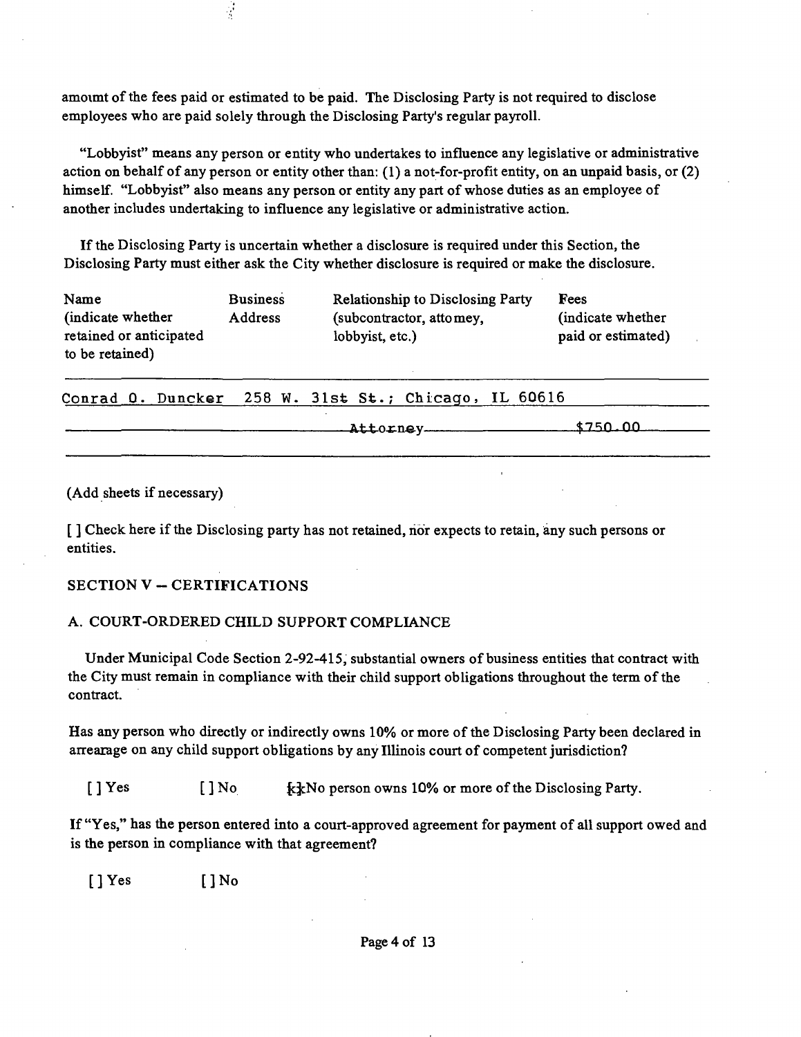amount of the fees paid or estimated to be paid. The Disclosing Party is not required to disclose employees who are paid solely through the Disclosing Party's regular payroll.

"Lobbyist" means any person or entity who undertakes to influence any legislative or administrative action on behalf of any person or entity other than: (1) a not-for-profit entity, on an unpaid basis, or (2) himself. "Lobbyist" also means any person or entity any part of whose duties as an employee of another includes undertaking to influence any legislative or administrative action.

If the Disclosing Party is uncertain whether a disclosure is required under this Section, the Disclosing Party must either ask the City whether disclosure is required or make the disclosure.

| Name (indicate whether retained or anticipated to be retained) | Business Address | Relationship to Disclosing Party (subcontractor, attorney, lobbyist, etc.) | Fees (indicate whether paid or estimated) |
|---|---|---|---|
| Conrad O. Duncker | 258 W. 31st St.; Chicago, IL 60616 | Attorney | $750.00 |

(Add sheets if necessary)

[ ] Check here if the Disclosing party has not retained, nor expects to retain, any such persons or entities.

## SECTION V – CERTIFICATIONS

### A. COURT-ORDERED CHILD SUPPORT COMPLIANCE

Under Municipal Code Section 2-92-415, substantial owners of business entities that contract with the City must remain in compliance with their child support obligations throughout the term of the contract.

Has any person who directly or indirectly owns 10% or more of the Disclosing Party been declared in arrearage on any child support obligations by any Illinois court of competent jurisdiction?

[ ] Yes [ ] No [x] No person owns 10% or more of the Disclosing Party.

If "Yes," has the person entered into a court-approved agreement for payment of all support owed and is the person in compliance with that agreement?

[ ] Yes [ ] No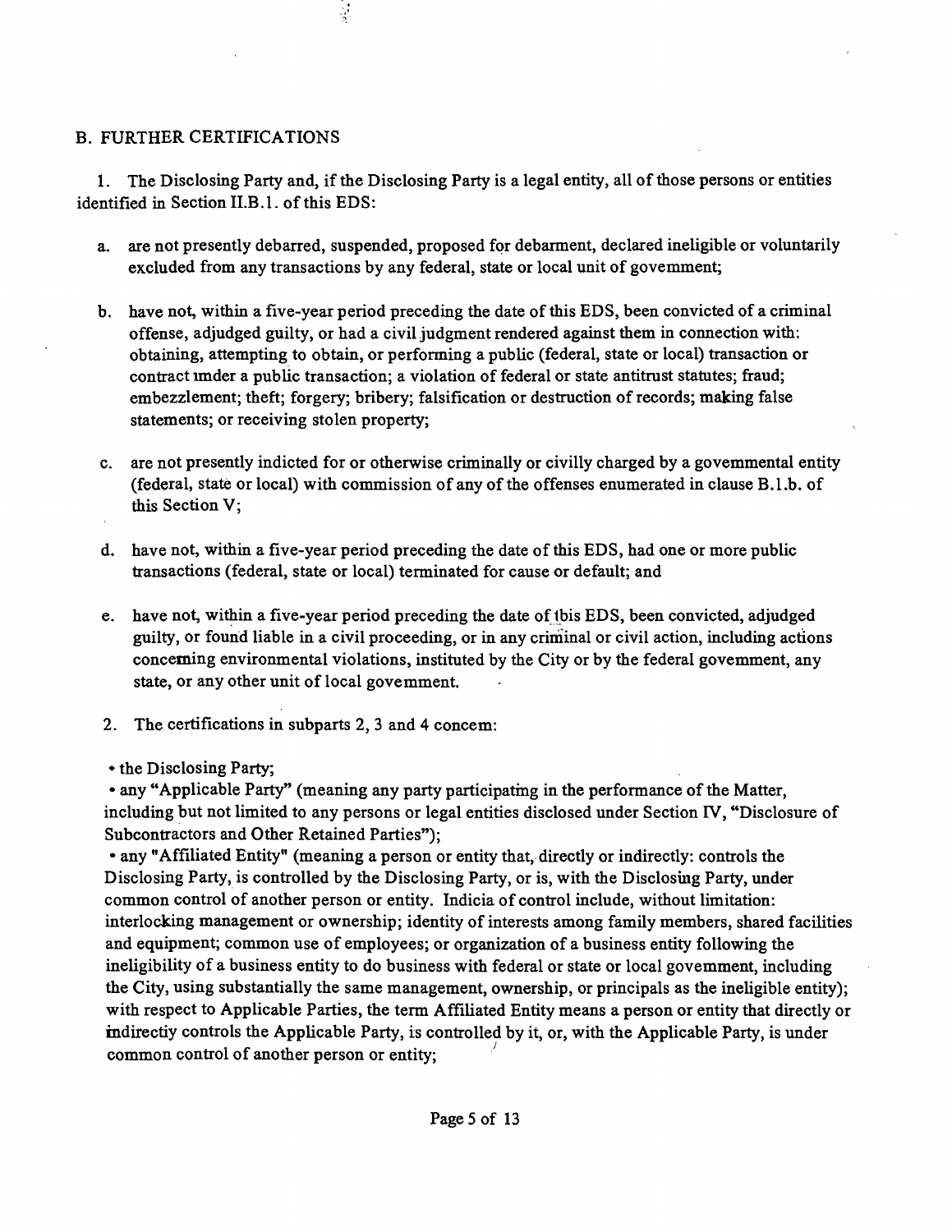## B. FURTHER CERTIFICATIONS

1. The Disclosing Party and, if the Disclosing Party is a legal entity, all of those persons or entities identified in Section II.B.1. of this EDS:

   a. are not presently debarred, suspended, proposed for debarment, declared ineligible or voluntarily excluded from any transactions by any federal, state or local unit of government;

   b. have not, within a five-year period preceding the date of this EDS, been convicted of a criminal offense, adjudged guilty, or had a civil judgment rendered against them in connection with: obtaining, attempting to obtain, or performing a public (federal, state or local) transaction or contract under a public transaction; a violation of federal or state antitrust statutes; fraud; embezzlement; theft; forgery; bribery; falsification or destruction of records; making false statements; or receiving stolen property;

   c. are not presently indicted for or otherwise criminally or civilly charged by a governmental entity (federal, state or local) with commission of any of the offenses enumerated in clause B.1.b. of this Section V;

   d. have not, within a five-year period preceding the date of this EDS, had one or more public transactions (federal, state or local) terminated for cause or default; and

   e. have not, within a five-year period preceding the date of this EDS, been convicted, adjudged guilty, or found liable in a civil proceeding, or in any criminal or civil action, including actions concerning environmental violations, instituted by the City or by the federal government, any state, or any other unit of local government.

2. The certifications in subparts 2, 3 and 4 concern:

- the Disclosing Party;
- any "Applicable Party" (meaning any party participating in the performance of the Matter, including but not limited to any persons or legal entities disclosed under Section IV, "Disclosure of Subcontractors and Other Retained Parties");
- any "Affiliated Entity" (meaning a person or entity that, directly or indirectly: controls the Disclosing Party, is controlled by the Disclosing Party, or is, with the Disclosing Party, under common control of another person or entity. Indicia of control include, without limitation: interlocking management or ownership; identity of interests among family members, shared facilities and equipment; common use of employees; or organization of a business entity following the ineligibility of a business entity to do business with federal or state or local government, including the City, using substantially the same management, ownership, or principals as the ineligible entity); with respect to Applicable Parties, the term Affiliated Entity means a person or entity that directly or indirectly controls the Applicable Party, is controlled by it, or, with the Applicable Party, is under common control of another person or entity;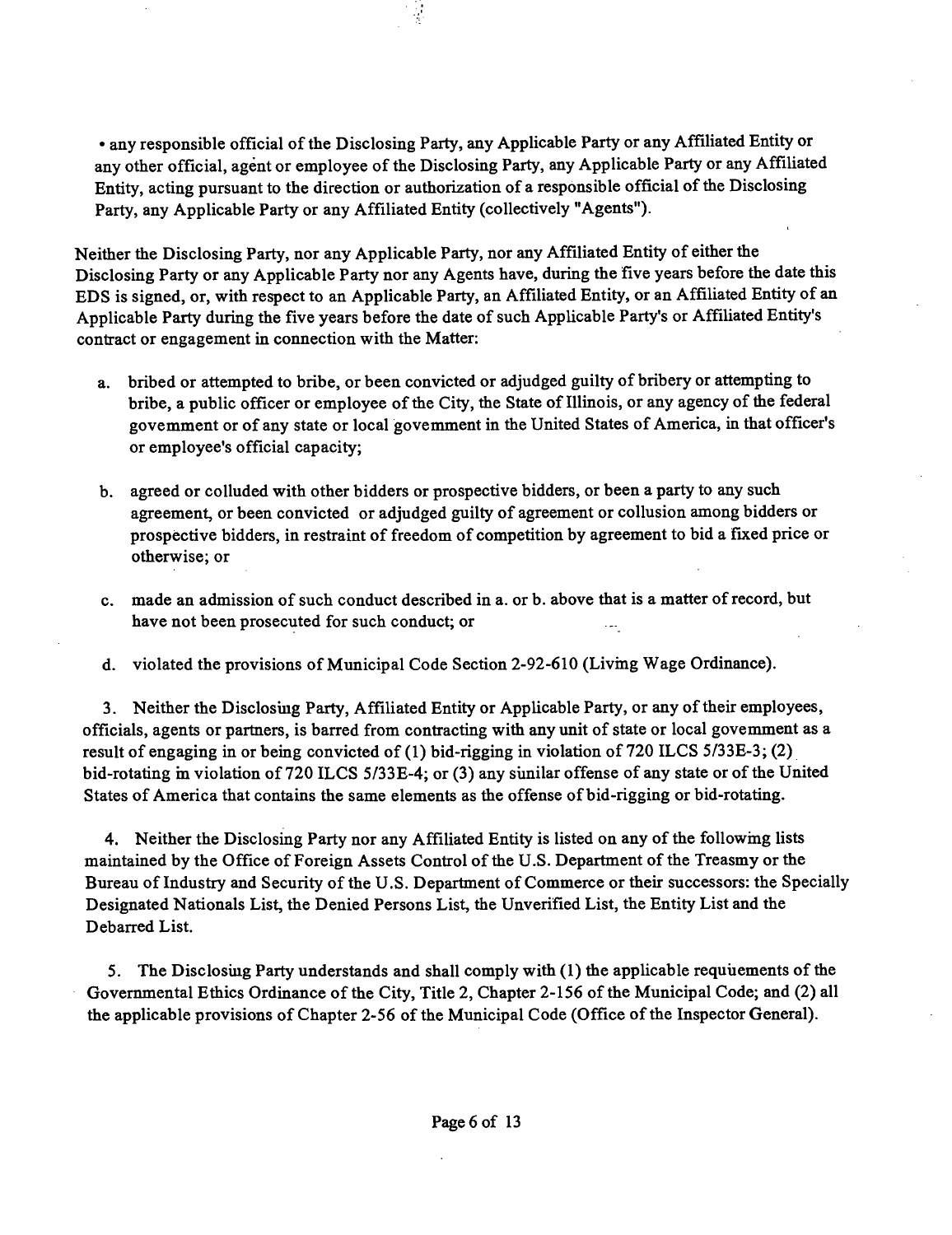• any responsible official of the Disclosing Party, any Applicable Party or any Affiliated Entity or any other official, agent or employee of the Disclosing Party, any Applicable Party or any Affiliated Entity, acting pursuant to the direction or authorization of a responsible official of the Disclosing Party, any Applicable Party or any Affiliated Entity (collectively "Agents").

Neither the Disclosing Party, nor any Applicable Party, nor any Affiliated Entity of either the Disclosing Party or any Applicable Party nor any Agents have, during the five years before the date this EDS is signed, or, with respect to an Applicable Party, an Affiliated Entity, or an Affiliated Entity of an Applicable Party during the five years before the date of such Applicable Party's or Affiliated Entity's contract or engagement in connection with the Matter:

a. bribed or attempted to bribe, or been convicted or adjudged guilty of bribery or attempting to bribe, a public officer or employee of the City, the State of Illinois, or any agency of the federal govemment or of any state or local govemment in the United States of America, in that officer's or employee's official capacity;

b. agreed or colluded with other bidders or prospective bidders, or been a party to any such agreement, or been convicted or adjudged guilty of agreement or collusion among bidders or prospective bidders, in restraint of freedom of competition by agreement to bid a fixed price or otherwise; or

c. made an admission of such conduct described in a. or b. above that is a matter of record, but have not been prosecuted for such conduct; or

d. violated the provisions of Municipal Code Section 2-92-610 (Living Wage Ordinance).

3. Neither the Disclosing Party, Affiliated Entity or Applicable Party, or any of their employees, officials, agents or partners, is barred from contracting with any unit of state or local govemment as a result of engaging in or being convicted of (1) bid-rigging in violation of 720 ILCS 5/33E-3; (2) bid-rotating in violation of 720 ILCS 5/33E-4; or (3) any similar offense of any state or of the United States of America that contains the same elements as the offense of bid-rigging or bid-rotating.

4. Neither the Disclosing Party nor any Affiliated Entity is listed on any of the following lists maintained by the Office of Foreign Assets Control of the U.S. Department of the Treasmy or the Bureau of Industry and Security of the U.S. Department of Commerce or their successors: the Specially Designated Nationals List, the Denied Persons List, the Unverified List, the Entity List and the Debarred List.

5. The Disclosing Party understands and shall comply with (1) the applicable requiuements of the Governmental Ethics Ordinance of the City, Title 2, Chapter 2-156 of the Municipal Code; and (2) all the applicable provisions of Chapter 2-56 of the Municipal Code (Office of the Inspector General).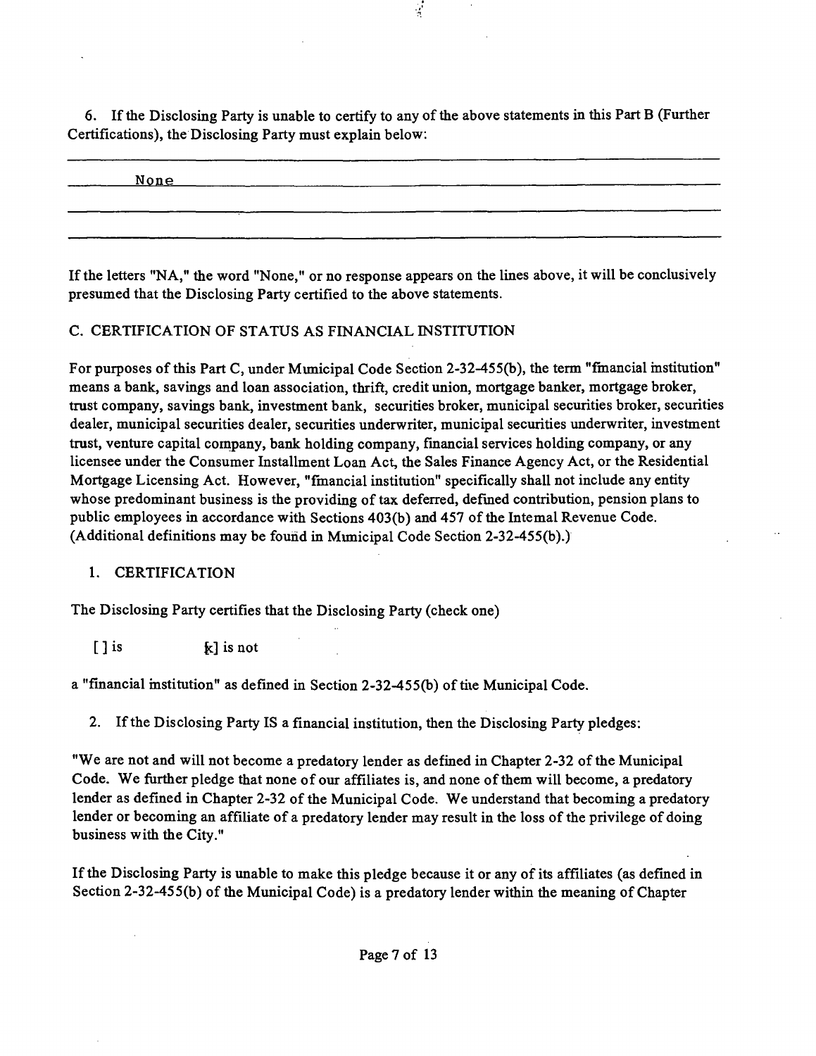6. If the Disclosing Party is unable to certify to any of the above statements in this Part B (Further Certifications), the Disclosing Party must explain below:

None

If the letters "NA," the word "None," or no response appears on the lines above, it will be conclusively presumed that the Disclosing Party certified to the above statements.

C. CERTIFICATION OF STATUS AS FINANCIAL INSTITUTION

For purposes of this Part C, under Municipal Code Section 2-32-455(b), the term "financial institution" means a bank, savings and loan association, thrift, credit union, mortgage banker, mortgage broker, trust company, savings bank, investment bank, securities broker, municipal securities broker, securities dealer, municipal securities dealer, securities underwriter, municipal securities underwriter, investment trust, venture capital company, bank holding company, financial services holding company, or any licensee under the Consumer Installment Loan Act, the Sales Finance Agency Act, or the Residential Mortgage Licensing Act. However, "financial institution" specifically shall not include any entity whose predominant business is the providing of tax deferred, defined contribution, pension plans to public employees in accordance with Sections 403(b) and 457 of the Internal Revenue Code. (Additional definitions may be found in Municipal Code Section 2-32-455(b).)

1. CERTIFICATION

The Disclosing Party certifies that the Disclosing Party (check one)

[ ] is [x] is not

a "financial institution" as defined in Section 2-32-455(b) of the Municipal Code.

2. If the Disclosing Party IS a financial institution, then the Disclosing Party pledges:

"We are not and will not become a predatory lender as defined in Chapter 2-32 of the Municipal Code. We further pledge that none of our affiliates is, and none of them will become, a predatory lender as defined in Chapter 2-32 of the Municipal Code. We understand that becoming a predatory lender or becoming an affiliate of a predatory lender may result in the loss of the privilege of doing business with the City."

If the Disclosing Party is unable to make this pledge because it or any of its affiliates (as defined in Section 2-32-455(b) of the Municipal Code) is a predatory lender within the meaning of Chapter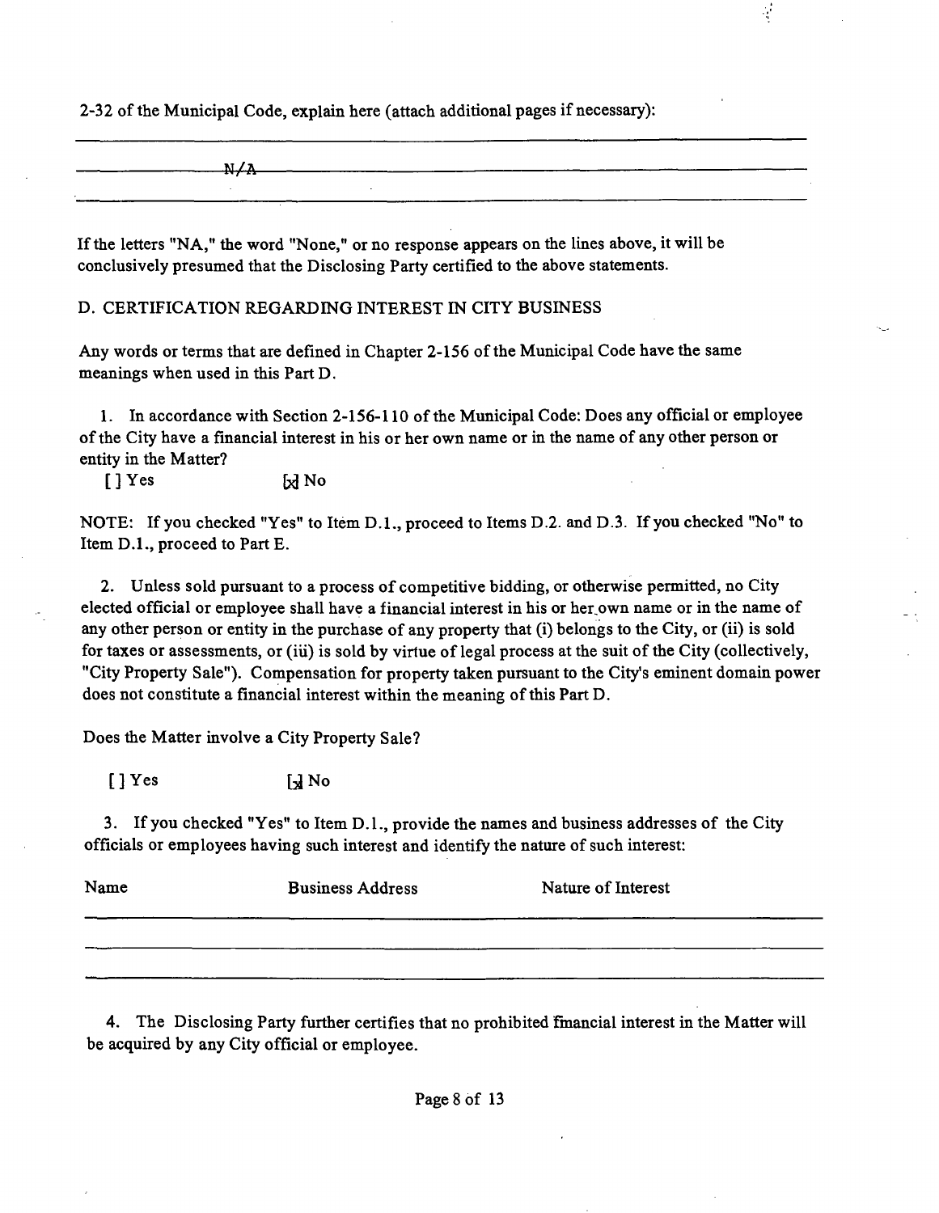2-32 of the Municipal Code, explain here (attach additional pages if necessary):

N/A

If the letters "NA," the word "None," or no response appears on the lines above, it will be conclusively presumed that the Disclosing Party certified to the above statements.

D. CERTIFICATION REGARDING INTEREST IN CITY BUSINESS

Any words or terms that are defined in Chapter 2-156 of the Municipal Code have the same meanings when used in this Part D.

1. In accordance with Section 2-156-110 of the Municipal Code: Does any official or employee of the City have a financial interest in his or her own name or in the name of any other person or entity in the Matter?

[ ] Yes [x] No

NOTE: If you checked "Yes" to Item D.1., proceed to Items D.2. and D.3. If you checked "No" to Item D.1., proceed to Part E.

2. Unless sold pursuant to a process of competitive bidding, or otherwise permitted, no City elected official or employee shall have a financial interest in his or her own name or in the name of any other person or entity in the purchase of any property that (i) belongs to the City, or (ii) is sold for taxes or assessments, or (iii) is sold by virtue of legal process at the suit of the City (collectively, "City Property Sale"). Compensation for property taken pursuant to the City's eminent domain power does not constitute a financial interest within the meaning of this Part D.

Does the Matter involve a City Property Sale?

[ ] Yes [x] No

3. If you checked "Yes" to Item D.1., provide the names and business addresses of the City officials or employees having such interest and identify the nature of such interest:

| Name | Business Address | Nature of Interest |
| --- | --- | --- |
| | | |
| | | |
| | | |

4. The Disclosing Party further certifies that no prohibited financial interest in the Matter will be acquired by any City official or employee.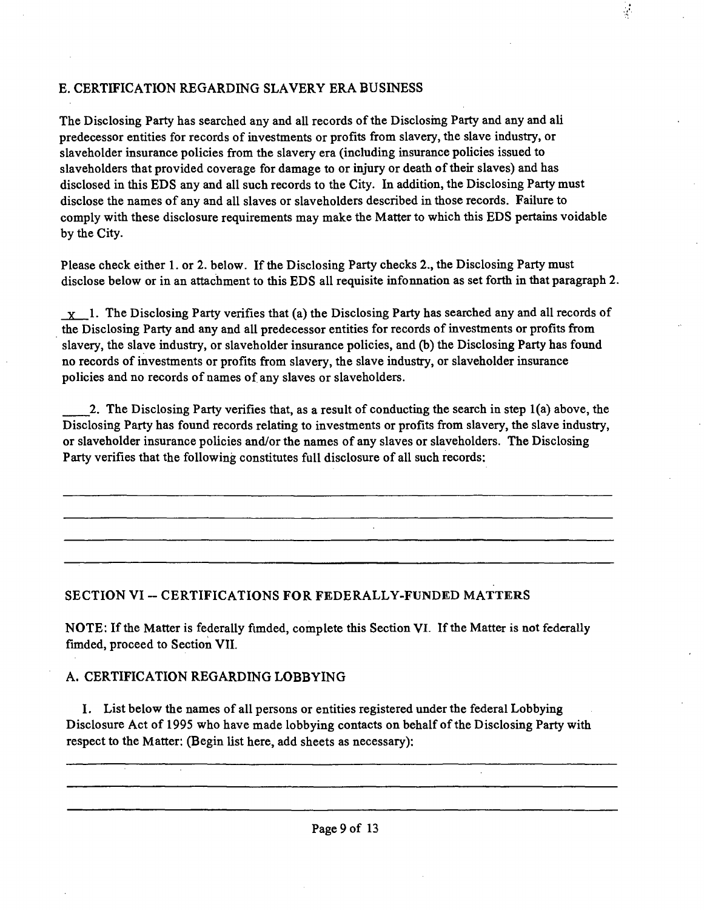### E. CERTIFICATION REGARDING SLAVERY ERA BUSINESS

The Disclosing Party has searched any and all records of the Disclosing Party and any and ali predecessor entities for records of investments or profits from slavery, the slave industry, or slaveholder insurance policies from the slavery era (including insurance policies issued to slaveholders that provided coverage for damage to or injury or death of their slaves) and has disclosed in this EDS any and all such records to the City. In addition, the Disclosing Party must disclose the names of any and all slaves or slaveholders described in those records. Failure to comply with these disclosure requirements may make the Matter to which this EDS pertains voidable by the City.

Please check either 1. or 2. below. If the Disclosing Party checks 2., the Disclosing Party must disclose below or in an attachment to this EDS all requisite infonnation as set forth in that paragraph 2.

_x_ 1. The Disclosing Party verifies that (a) the Disclosing Party has searched any and all records of the Disclosing Party and any and all predecessor entities for records of investments or profits from slavery, the slave industry, or slaveholder insurance policies, and (b) the Disclosing Party has found no records of investments or profits from slavery, the slave industry, or slaveholder insurance policies and no records of names of any slaves or slaveholders.

____2. The Disclosing Party verifies that, as a result of conducting the search in step 1(a) above, the Disclosing Party has found records relating to investments or profits from slavery, the slave industry, or slaveholder insurance policies and/or the names of any slaves or slaveholders. The Disclosing Party verifies that the following constitutes full disclosure of all such records:

______________________________________________________________________

______________________________________________________________________

______________________________________________________________________

______________________________________________________________________

## SECTION VI -- CERTIFICATIONS FOR FEDERALLY-FUNDED MATTERS

NOTE: If the Matter is federally fimded, complete this Section VI. If the Matter is not federally fimded, proceed to Section VII.

### A. CERTIFICATION REGARDING LOBBYING

I. List below the names of all persons or entities registered under the federal Lobbying Disclosure Act of 1995 who have made lobbying contacts on behalf of the Disclosing Party with respect to the Matter: (Begin list here, add sheets as necessary):

______________________________________________________________________

______________________________________________________________________

______________________________________________________________________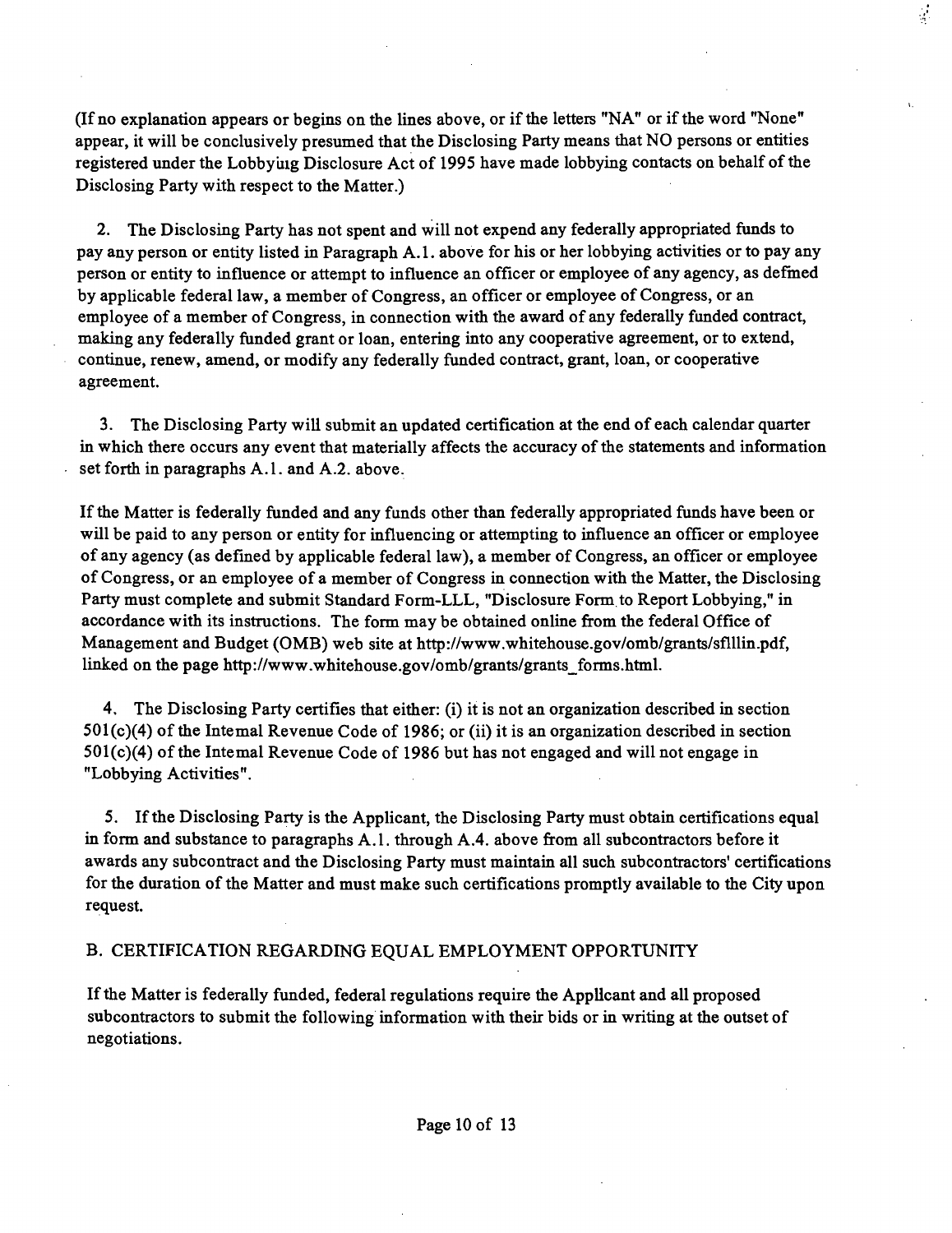(If no explanation appears or begins on the lines above, or if the letters "NA" or if the word "None" appear, it will be conclusively presumed that the Disclosing Party means that NO persons or entities registered under the Lobbying Disclosure Act of 1995 have made lobbying contacts on behalf of the Disclosing Party with respect to the Matter.)

2. The Disclosing Party has not spent and will not expend any federally appropriated funds to pay any person or entity listed in Paragraph A.1. above for his or her lobbying activities or to pay any person or entity to influence or attempt to influence an officer or employee of any agency, as defined by applicable federal law, a member of Congress, an officer or employee of Congress, or an employee of a member of Congress, in connection with the award of any federally funded contract, making any federally funded grant or loan, entering into any cooperative agreement, or to extend, continue, renew, amend, or modify any federally funded contract, grant, loan, or cooperative agreement.

3. The Disclosing Party will submit an updated certification at the end of each calendar quarter in which there occurs any event that materially affects the accuracy of the statements and information set forth in paragraphs A.1. and A.2. above.

If the Matter is federally funded and any funds other than federally appropriated funds have been or will be paid to any person or entity for influencing or attempting to influence an officer or employee of any agency (as defined by applicable federal law), a member of Congress, an officer or employee of Congress, or an employee of a member of Congress in connection with the Matter, the Disclosing Party must complete and submit Standard Form-LLL, "Disclosure Form to Report Lobbying," in accordance with its instructions. The form may be obtained online from the federal Office of Management and Budget (OMB) web site at http://www.whitehouse.gov/omb/grants/sflllin.pdf, linked on the page http://www.whitehouse.gov/omb/grants/grants_forms.html.

4. The Disclosing Party certifies that either: (i) it is not an organization described in section 501(c)(4) of the Internal Revenue Code of 1986; or (ii) it is an organization described in section 501(c)(4) of the Internal Revenue Code of 1986 but has not engaged and will not engage in "Lobbying Activities".

5. If the Disclosing Party is the Applicant, the Disclosing Party must obtain certifications equal in form and substance to paragraphs A.1. through A.4. above from all subcontractors before it awards any subcontract and the Disclosing Party must maintain all such subcontractors' certifications for the duration of the Matter and must make such certifications promptly available to the City upon request.

## B. CERTIFICATION REGARDING EQUAL EMPLOYMENT OPPORTUNITY

If the Matter is federally funded, federal regulations require the Applicant and all proposed subcontractors to submit the following information with their bids or in writing at the outset of negotiations.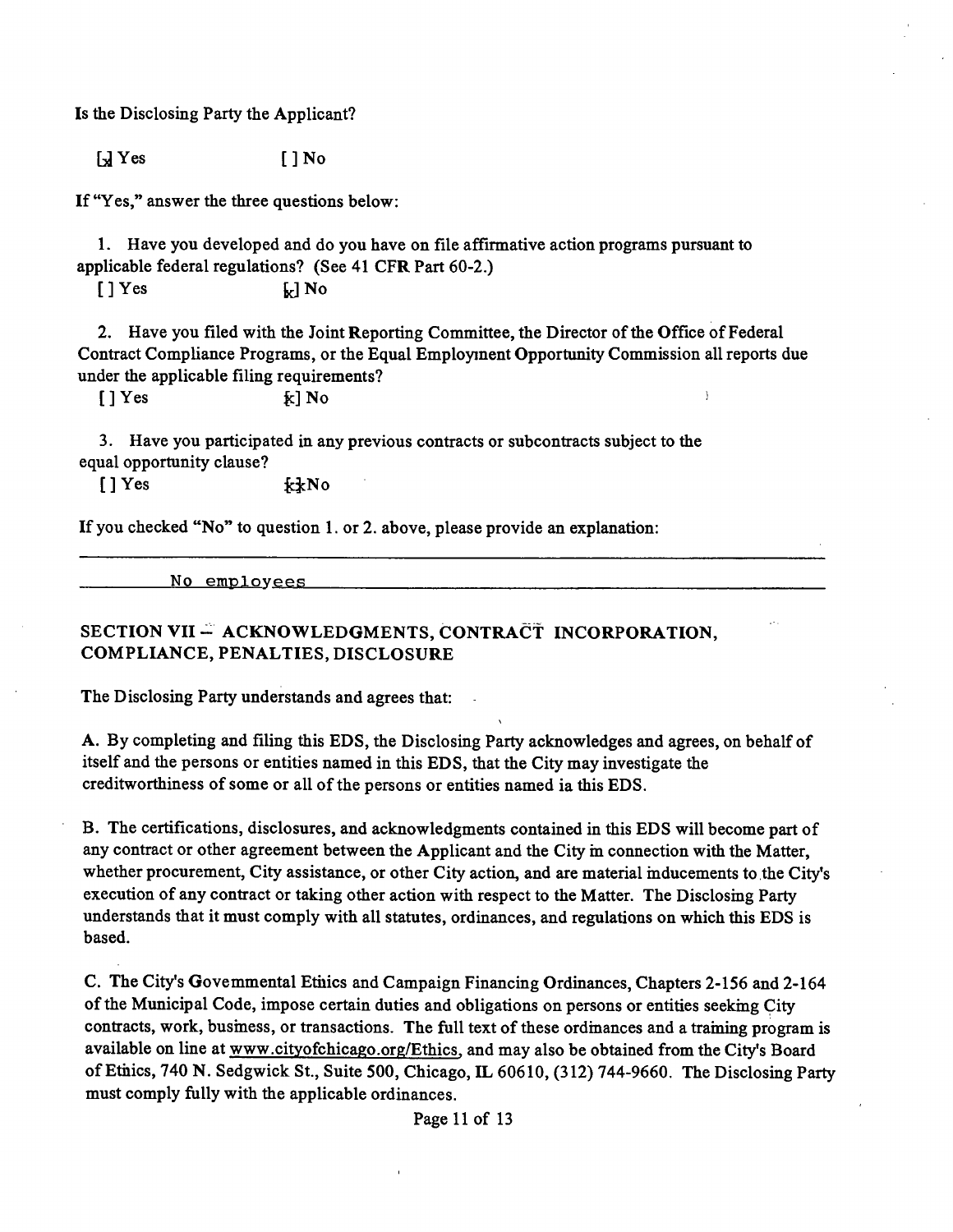Is the Disclosing Party the Applicant?

[x] Yes [ ] No

If "Yes," answer the three questions below:

1. Have you developed and do you have on file affirmative action programs pursuant to applicable federal regulations? (See 41 CFR Part 60-2.)

[ ] Yes [x] No

2. Have you filed with the Joint Reporting Committee, the Director of the Office of Federal Contract Compliance Programs, or the Equal Employment Opportunity Commission all reports due under the applicable filing requirements?

[ ] Yes [x] No

3. Have you participated in any previous contracts or subcontracts subject to the equal opportunity clause?

[ ] Yes [x] No

If you checked "No" to question 1. or 2. above, please provide an explanation:

No employees

## SECTION VII -- ACKNOWLEDGMENTS, CONTRACT INCORPORATION, COMPLIANCE, PENALTIES, DISCLOSURE

The Disclosing Party understands and agrees that:

A. By completing and filing this EDS, the Disclosing Party acknowledges and agrees, on behalf of itself and the persons or entities named in this EDS, that the City may investigate the creditworthiness of some or all of the persons or entities named ia this EDS.

B. The certifications, disclosures, and acknowledgments contained in this EDS will become part of any contract or other agreement between the Applicant and the City in connection with the Matter, whether procurement, City assistance, or other City action, and are material inducements to the City's execution of any contract or taking other action with respect to the Matter. The Disclosing Party understands that it must comply with all statutes, ordinances, and regulations on which this EDS is based.

C. The City's Govemmental Ethics and Campaign Financing Ordinances, Chapters 2-156 and 2-164 of the Municipal Code, impose certain duties and obligations on persons or entities seeking City contracts, work, business, or transactions. The full text of these ordinances and a training program is available on line at www.cityofchicago.org/Ethics, and may also be obtained from the City's Board of Ethics, 740 N. Sedgwick St., Suite 500, Chicago, IL 60610, (312) 744-9660. The Disclosing Party must comply fully with the applicable ordinances.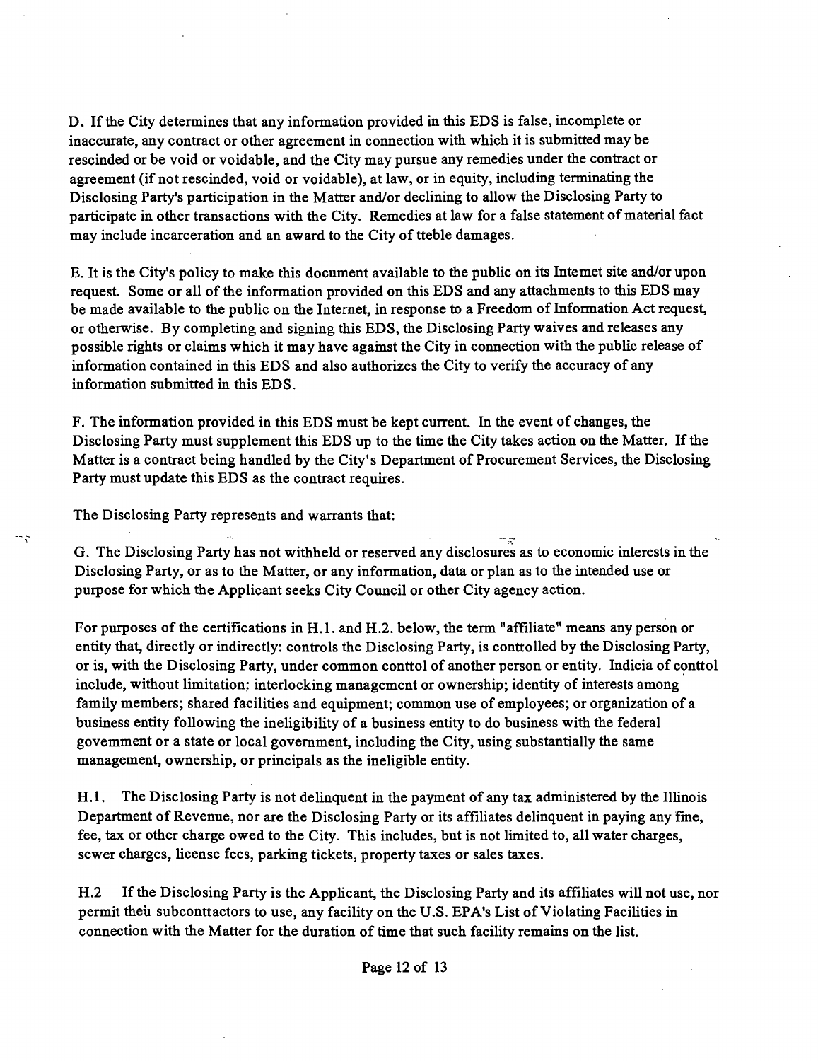D. If the City determines that any information provided in this EDS is false, incomplete or inaccurate, any contract or other agreement in connection with which it is submitted may be rescinded or be void or voidable, and the City may pursue any remedies under the contract or agreement (if not rescinded, void or voidable), at law, or in equity, including terminating the Disclosing Party's participation in the Matter and/or declining to allow the Disclosing Party to participate in other transactions with the City. Remedies at law for a false statement of material fact may include incarceration and an award to the City of tteble damages.

E. It is the City's policy to make this document available to the public on its Intemet site and/or upon request. Some or all of the information provided on this EDS and any attachments to this EDS may be made available to the public on the Internet, in response to a Freedom of Information Act request, or otherwise. By completing and signing this EDS, the Disclosing Party waives and releases any possible rights or claims which it may have against the City in connection with the public release of information contained in this EDS and also authorizes the City to verify the accuracy of any information submitted in this EDS.

F. The information provided in this EDS must be kept current. In the event of changes, the Disclosing Party must supplement this EDS up to the time the City takes action on the Matter. If the Matter is a contract being handled by the City's Department of Procurement Services, the Disclosing Party must update this EDS as the contract requires.

The Disclosing Party represents and warrants that:

G. The Disclosing Party has not withheld or reserved any disclosures as to economic interests in the Disclosing Party, or as to the Matter, or any information, data or plan as to the intended use or purpose for which the Applicant seeks City Council or other City agency action.

For purposes of the certifications in H.1. and H.2. below, the term "affiliate" means any person or entity that, directly or indirectly: controls the Disclosing Party, is conttolled by the Disclosing Party, or is, with the Disclosing Party, under common conttol of another person or entity. Indicia of conttol include, without limitation: interlocking management or ownership; identity of interests among family members; shared facilities and equipment; common use of employees; or organization of a business entity following the ineligibility of a business entity to do business with the federal govemment or a state or local government, including the City, using substantially the same management, ownership, or principals as the ineligible entity.

H.1. The Disclosing Party is not delinquent in the payment of any tax administered by the Illinois Department of Revenue, nor are the Disclosing Party or its affiliates delinquent in paying any fine, fee, tax or other charge owed to the City. This includes, but is not limited to, all water charges, sewer charges, license fees, parking tickets, property taxes or sales taxes.

H.2 If the Disclosing Party is the Applicant, the Disclosing Party and its affiliates will not use, nor permit theu subconttactors to use, any facility on the U.S. EPA's List of Violating Facilities in connection with the Matter for the duration of time that such facility remains on the list.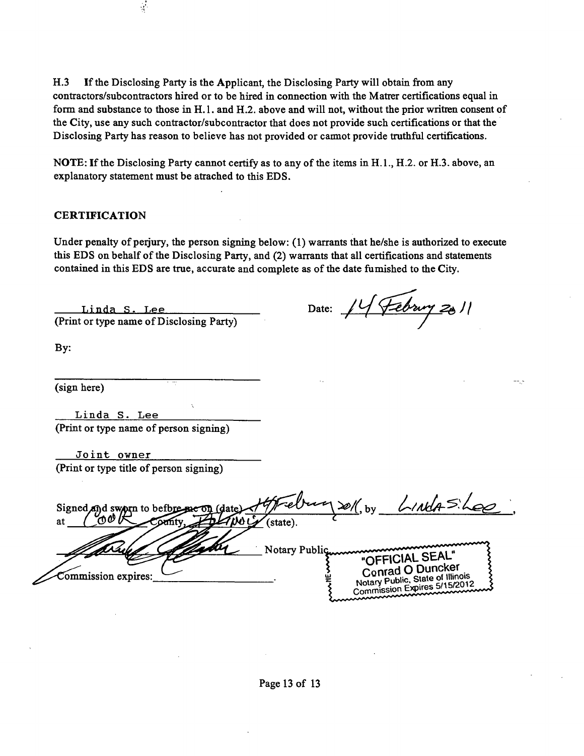H.3 If the Disclosing Party is the Applicant, the Disclosing Party will obtain from any contractors/subcontractors hired or to be hired in connection with the Matter certifications equal in form and substance to those in H.1. and H.2. above and will not, without the prior written consent of the City, use any such contractor/subcontractor that does not provide such certifications or that the Disclosing Party has reason to believe has not provided or cannot provide truthful certifications.

NOTE: If the Disclosing Party cannot certify as to any of the items in H.1., H.2. or H.3. above, an explanatory statement must be attached to this EDS.

## CERTIFICATION

Under penalty of perjury, the person signing below: (1) warrants that he/she is authorized to execute this EDS on behalf of the Disclosing Party, and (2) warrants that all certifications and statements contained in this EDS are true, accurate and complete as of the date furnished to the City.

Linda S. Lee
(Print or type name of Disclosing Party)

Date: 14 February 2011

By:

\_\_\_\_\_\_\_\_\_\_\_\_\_\_\_\_\_\_\_\_
(sign here)

Linda S. Lee
(Print or type name of person signing)

Joint owner
(Print or type title of person signing)

Signed and sworn to before me on (date) 14 February 2011, by Linda S. Lee,
at Cook County, Illinois (state).

\_\_\_\_\_\_\_\_\_\_\_\_\_\_\_\_\_\_\_\_ Notary Public.

Commission expires: \_\_\_\_\_\_\_\_\_\_\_\_\_\_\_\_.

"OFFICIAL SEAL"
Conrad O Duncker
Notary Public, State of Illinois
Commission Expires 5/15/2012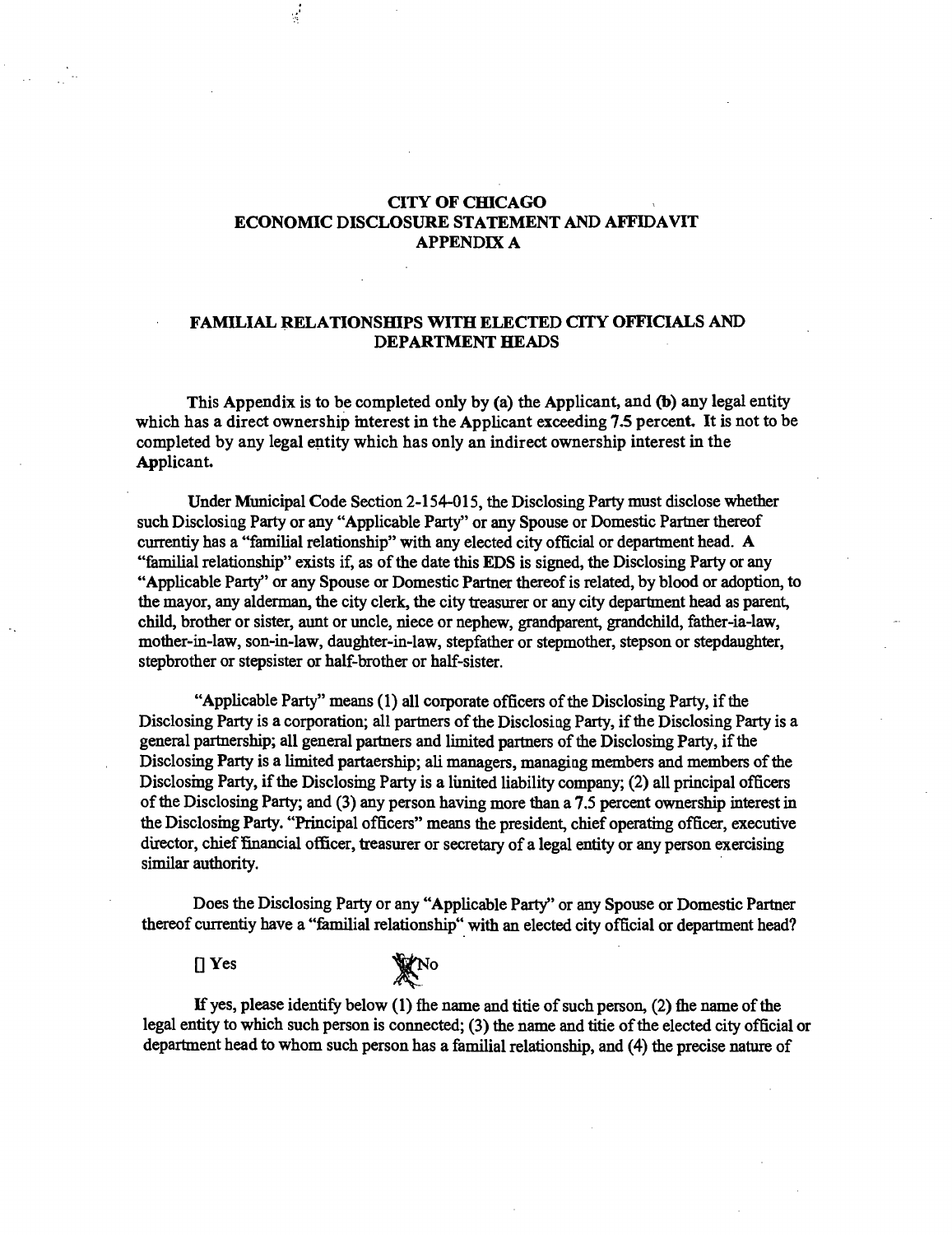## CITY OF CHICAGO
## ECONOMIC DISCLOSURE STATEMENT AND AFFIDAVIT
## APPENDIX A

### FAMILIAL RELATIONSHIPS WITH ELECTED CITY OFFICIALS AND DEPARTMENT HEADS

This Appendix is to be completed only by (a) the Applicant, and (b) any legal entity which has a direct ownership interest in the Applicant exceeding 7.5 percent. It is not to be completed by any legal entity which has only an indirect ownership interest in the Applicant.

Under Municipal Code Section 2-154-015, the Disclosing Party must disclose whether such Disclosing Party or any "Applicable Party" or any Spouse or Domestic Partner thereof currentiy has a "familial relationship" with any elected city official or department head. A "familial relationship" exists if, as of the date this EDS is signed, the Disclosing Party or any "Applicable Party" or any Spouse or Domestic Partner thereof is related, by blood or adoption, to the mayor, any alderman, the city clerk, the city treasurer or any city department head as parent, child, brother or sister, aunt or uncle, niece or nephew, grandparent, grandchild, father-ia-law, mother-in-law, son-in-law, daughter-in-law, stepfather or stepmother, stepson or stepdaughter, stepbrother or stepsister or half-brother or half-sister.

"Applicable Party" means (1) all corporate officers of the Disclosing Party, if the Disclosing Party is a corporation; all partners of the Disclosing Party, if the Disclosing Party is a general partnership; all general partners and limited partners of the Disclosing Party, if the Disclosing Party is a limited partaership; ali managers, managing members and members of the Disclosing Party, if the Disclosing Party is a limited liability company; (2) all principal officers of the Disclosing Party; and (3) any person having more than a 7.5 percent ownership interest in the Disclosing Party. "Principal officers" means the president, chief operating officer, executive director, chief financial officer, treasurer or secretary of a legal entity or any person exercising similar authority.

Does the Disclosing Party or any "Applicable Party" or any Spouse or Domestic Partner thereof currentiy have a "familial relationship" with an elected city official or department head?

[] Yes [X] No

If yes, please identify below (1) the name and titie of such person, (2) the name of the legal entity to which such person is connected; (3) the name and titie of the elected city official or department head to whom such person has a familial relationship, and (4) the precise nature of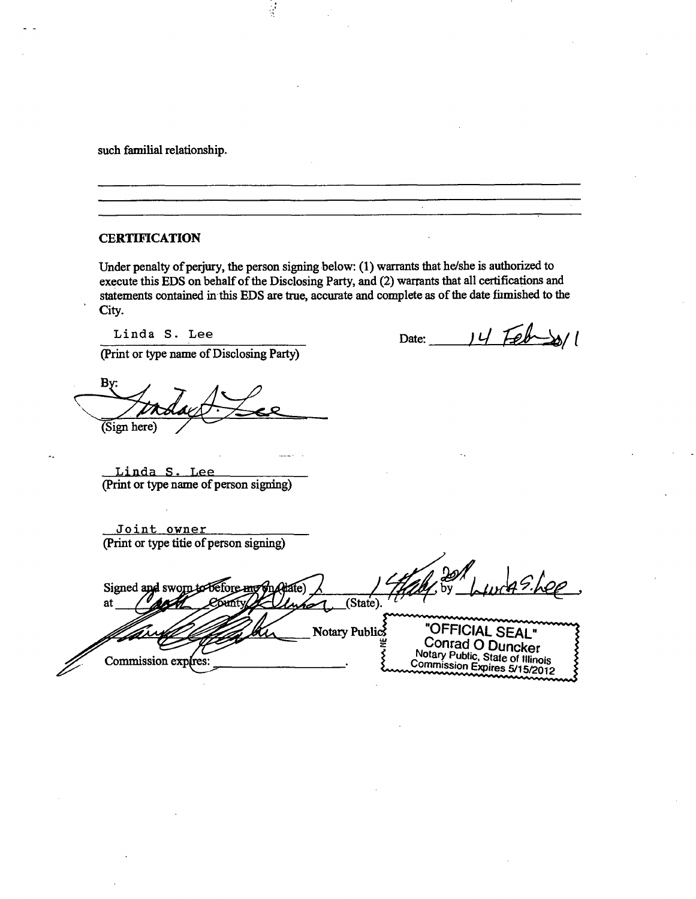such familial relationship.

______________________________________________________________________

______________________________________________________________________

______________________________________________________________________

**CERTIFICATION**

Under penalty of perjury, the person signing below: (1) warrants that he/she is authorized to execute this EDS on behalf of the Disclosing Party, and (2) warrants that all certifications and statements contained in this EDS are true, accurate and complete as of the date furnished to the City.

Linda S. Lee
(Print or type name of Disclosing Party)

Date: 14 Feb 2011

By: [signature]
(Sign here)

Linda S. Lee
(Print or type name of person signing)

Joint owner
(Print or type title of person signing)

Signed and sworn to before me on (date) 14 Feb 2011, by Linda S. Lee,
at Cook County, Illinois (State).

[signature] Notary Public

Commission expires: ____________.

"OFFICIAL SEAL"
Conrad O Duncker
Notary Public, State of Illinois
Commission Expires 5/15/2012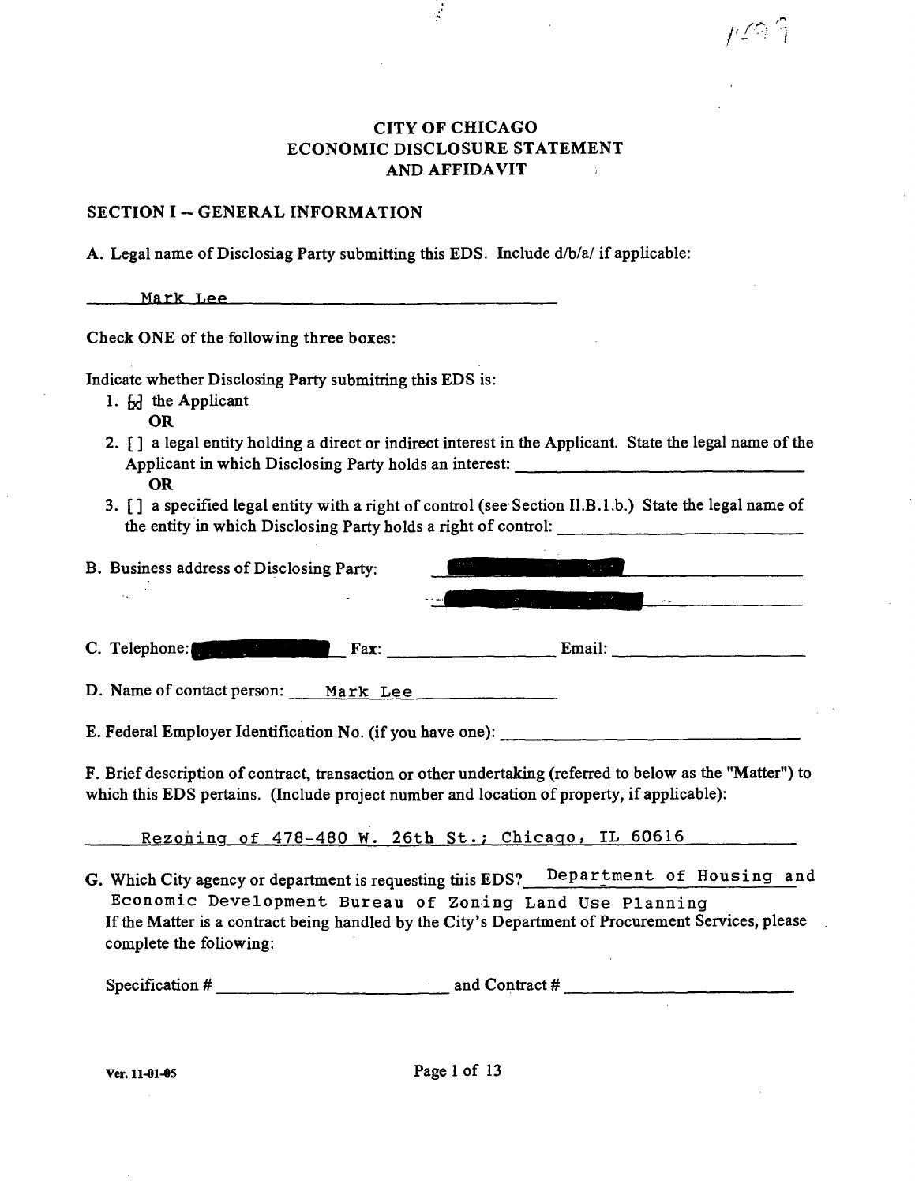# CITY OF CHICAGO
# ECONOMIC DISCLOSURE STATEMENT
# AND AFFIDAVIT

## SECTION I -- GENERAL INFORMATION

A. Legal name of Disclosiag Party submitting this EDS. Include d/b/a/ if applicable:

Mark Lee

Check **ONE** of the following three boxes:

Indicate whether Disclosing Party submitring this EDS is:

1. [x] the Applicant
   **OR**
2. [ ] a legal entity holding a direct or indirect interest in the Applicant. State the legal name of the Applicant in which Disclosing Party holds an interest: ______________
   **OR**
3. [ ] a specified legal entity with a right of control (see Section II.B.1.b.) State the legal name of the entity in which Disclosing Party holds a right of control: ______________

B. Business address of Disclosing Party: [REDACTED]

C. Telephone: [REDACTED] Fax: ______________ Email: ______________

D. Name of contact person: Mark Lee

E. Federal Employer Identification No. (if you have one): ______________

F. Brief description of contract, transaction or other undertaking (referred to below as the "Matter") to which this EDS pertains. (Include project number and location of property, if applicable):

Rezoning of 478-480 W. 26th St.; Chicago, IL 60616

G. Which City agency or department is requesting tiiis EDS? Department of Housing and Economic Development Bureau of Zoning Land Use Planning

If the Matter is a contract being handled by the City's Department of Procurement Services, please complete the foliowing:

Specification # ______________ and Contract # ______________

Ver. 11-01-05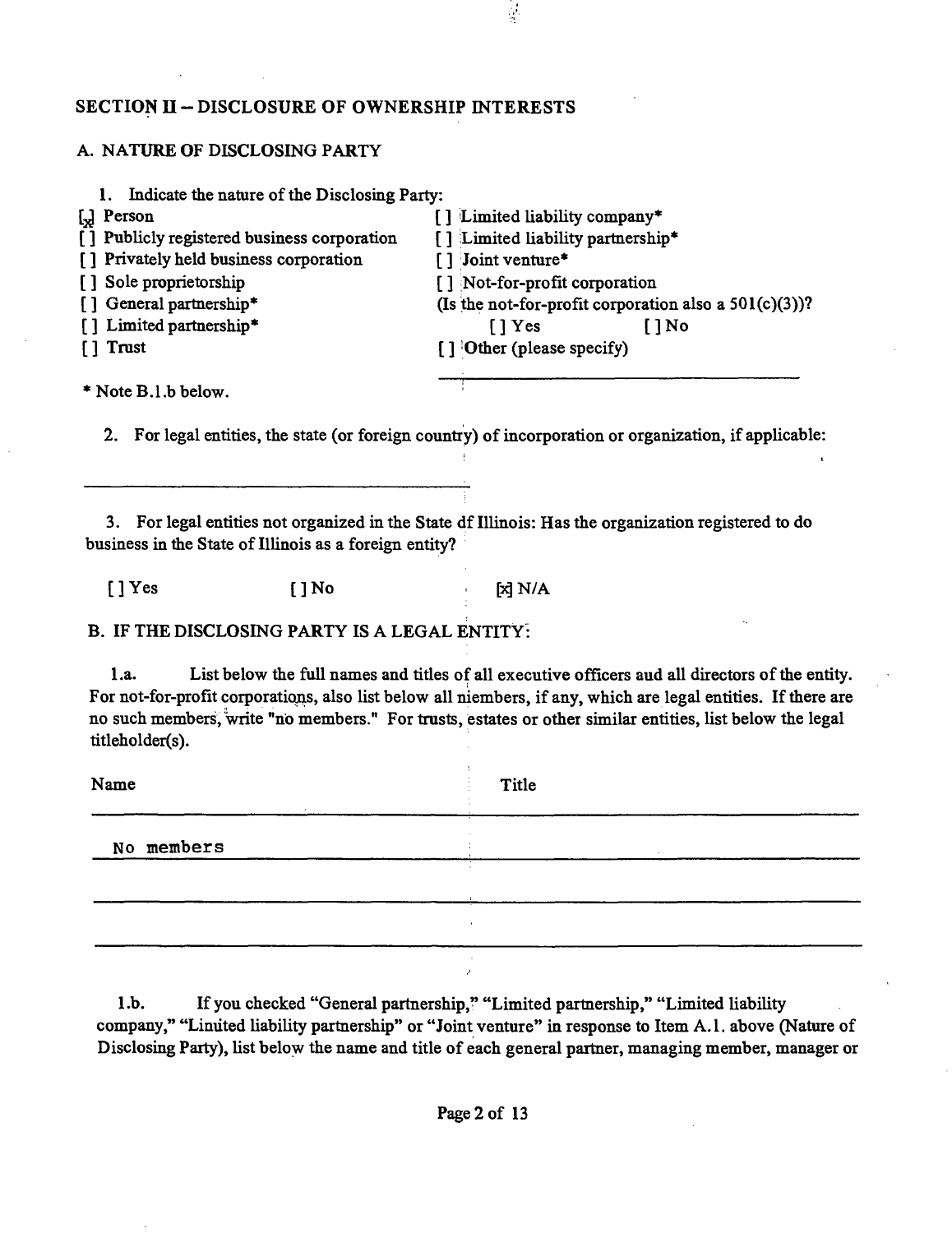## SECTION II – DISCLOSURE OF OWNERSHIP INTERESTS

### A. NATURE OF DISCLOSING PARTY

1. Indicate the nature of the Disclosing Party:

[x] Person
[ ] Publicly registered business corporation
[ ] Privately held business corporation
[ ] Sole proprietorship
[ ] General partnership*
[ ] Limited partnership*
[ ] Trust
[ ] Limited liability company*
[ ] Limited liability partnership*
[ ] Joint venture*
[ ] Not-for-profit corporation
(Is the not-for-profit corporation also a 501(c)(3))?
[ ] Yes [ ] No
[ ] Other (please specify)

\_\_\_\_\_\_\_\_\_\_\_\_\_\_\_\_\_\_\_\_\_\_\_\_\_\_\_\_\_\_

* Note B.1.b below.

2. For legal entities, the state (or foreign country) of incorporation or organization, if applicable:

\_\_\_\_\_\_\_\_\_\_\_\_\_\_\_\_\_\_\_\_\_\_\_\_\_\_\_\_\_\_

3. For legal entities not organized in the State of Illinois: Has the organization registered to do business in the State of Illinois as a foreign entity?

[ ] Yes [ ] No [x] N/A

### B. IF THE DISCLOSING PARTY IS A LEGAL ENTITY:

1.a. List below the full names and titles of all executive officers and all directors of the entity. For not-for-profit corporations, also list below all members, if any, which are legal entities. If there are no such members, write "no members." For trusts, estates or other similar entities, list below the legal titleholder(s).

| Name | Title |
|---|---|
| No members | |
| | |
| | |

1.b. If you checked "General partnership," "Limited partnership," "Limited liability company," "Limited liability partnership" or "Joint venture" in response to Item A.1. above (Nature of Disclosing Party), list below the name and title of each general partner, managing member, manager or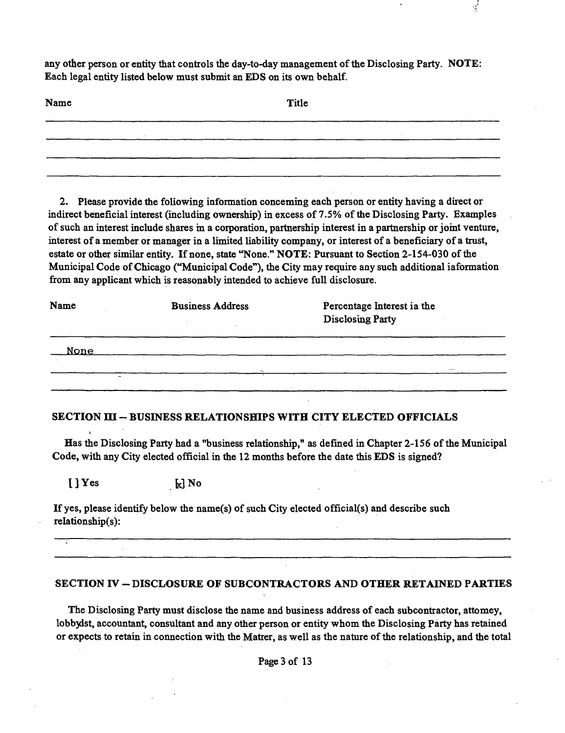any other person or entity that controls the day-to-day management of the Disclosing Party. **NOTE:** Each legal entity listed below must submit an EDS on its own behalf.

| Name | Title |
| --- | --- |
| | |
| | |
| | |
| | |

2. Please provide the foliowing information conceming each person or entity having a direct or indirect beneficial interest (including ownership) in excess of 7.5% of the Disclosing Party. Examples of such an interest include shares in a corporation, partnership interest in a partnership or joint venture, interest of a member or manager in a limited liability company, or interest of a beneficiary of a trust, estate or other similar entity. If none, state "None." **NOTE:** Pursuant to Section 2-154-030 of the Municipal Code of Chicago ("Municipal Code"), the City may require any such additional iaformation from any applicant which is reasonably intended to achieve full disclosure.

| Name | Business Address | Percentage Interest ia the Disclosing Party |
| --- | --- | --- |
| None | | |
| | | |
| | | |

## SECTION III – BUSINESS RELATIONSHIPS WITH CITY ELECTED OFFICIALS

Has the Disclosing Party had a "business relationship," as defined in Chapter 2-156 of the Municipal Code, with any City elected official in the 12 months before the date this EDS is signed?

[ ] Yes [x] No

If yes, please identify below the name(s) of such City elected official(s) and describe such relationship(s):

## SECTION IV – DISCLOSURE OF SUBCONTRACTORS AND OTHER RETAINED PARTIES

The Disclosing Party must disclose the name and business address of each subcontractor, attomey, lobbydst, accountant, consultant and any other person or entity whom the Disclosing Party has retained or expects to retain in connection with the Matrer, as well as the nature of the relationship, and the total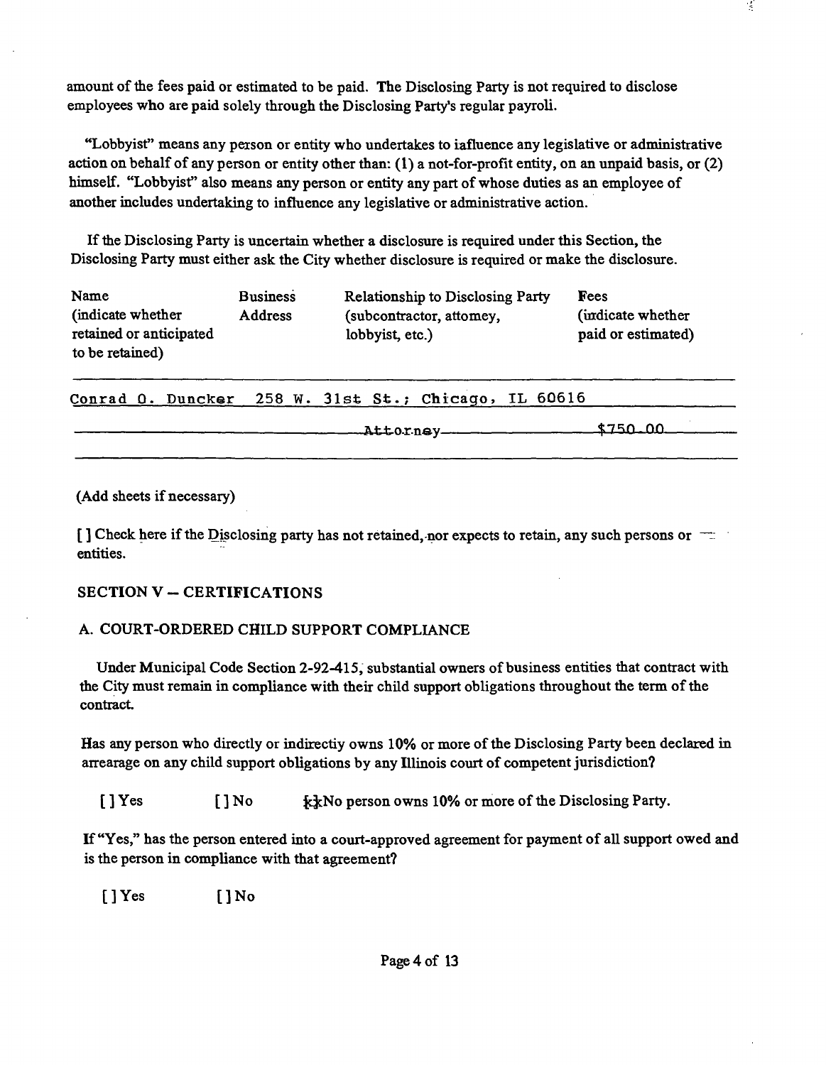amount of the fees paid or estimated to be paid. The Disclosing Party is not required to disclose employees who are paid solely through the Disclosing Party's regular payroli.

"Lobbyist" means any person or entity who undertakes to iafluence any legislative or administrative action on behalf of any person or entity other than: (1) a not-for-profit entity, on an unpaid basis, or (2) himself. "Lobbyist" also means any person or entity any part of whose duties as an employee of another includes undertaking to influence any legislative or administrative action.

If the Disclosing Party is uncertain whether a disclosure is required under this Section, the Disclosing Party must either ask the City whether disclosure is required or make the disclosure.

| Name (indicate whether retained or anticipated to be retained) | Business Address | Relationship to Disclosing Party (subcontractor, attomey, lobbyist, etc.) | Fees (indicate whether paid or estimated) |
|---|---|---|---|
| Conrad O. Duncker | 258 W. 31st St.; Chicago, IL 60616 | Attorney | $750.00 |

(Add sheets if necessary)

[ ] Check here if the Disclosing party has not retained, nor expects to retain, any such persons or entities.

## SECTION V – CERTIFICATIONS

### A. COURT-ORDERED CHILD SUPPORT COMPLIANCE

Under Municipal Code Section 2-92-415, substantial owners of business entities that contract with the City must remain in compliance with their child support obligations throughout the term of the contract.

Has any person who directly or indirectiy owns 10% or more of the Disclosing Party been declared in arrearage on any child support obligations by any Illinois court of competent jurisdiction?

[ ] Yes [ ] No [x] No person owns 10% or more of the Disclosing Party.

If "Yes," has the person entered into a court-approved agreement for payment of all support owed and is the person in compliance with that agreement?

[ ] Yes [ ] No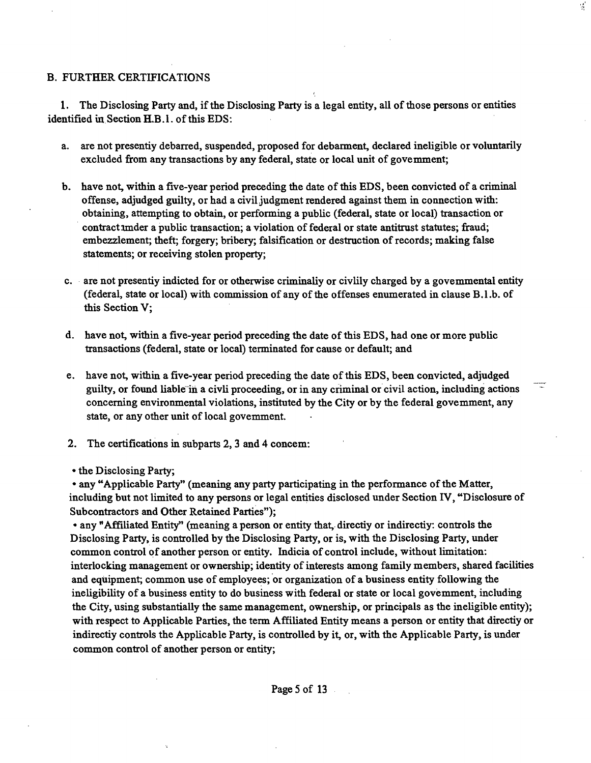## B. FURTHER CERTIFICATIONS

1. The Disclosing Party and, if the Disclosing Party is a legal entity, all of those persons or entities identified in Section II.B.1. of this EDS:

   a. are not presently debarred, suspended, proposed for debarment, declared ineligible or voluntarily excluded from any transactions by any federal, state or local unit of government;

   b. have not, within a five-year period preceding the date of this EDS, been convicted of a criminal offense, adjudged guilty, or had a civil judgment rendered against them in connection with: obtaining, attempting to obtain, or performing a public (federal, state or local) transaction or contract under a public transaction; a violation of federal or state antitrust statutes; fraud; embezzlement; theft; forgery; bribery; falsification or destruction of records; making false statements; or receiving stolen property;

   c. are not presently indicted for or otherwise criminally or civilly charged by a governmental entity (federal, state or local) with commission of any of the offenses enumerated in clause B.1.b. of this Section V;

   d. have not, within a five-year period preceding the date of this EDS, had one or more public transactions (federal, state or local) terminated for cause or default; and

   e. have not, within a five-year period preceding the date of this EDS, been convicted, adjudged guilty, or found liable in a civil proceeding, or in any criminal or civil action, including actions concerning environmental violations, instituted by the City or by the federal government, any state, or any other unit of local government.

2. The certifications in subparts 2, 3 and 4 concern:

- the Disclosing Party;
- any "Applicable Party" (meaning any party participating in the performance of the Matter, including but not limited to any persons or legal entities disclosed under Section IV, "Disclosure of Subcontractors and Other Retained Parties");
- any "Affiliated Entity" (meaning a person or entity that, directly or indirectly: controls the Disclosing Party, is controlled by the Disclosing Party, or is, with the Disclosing Party, under common control of another person or entity. Indicia of control include, without limitation: interlocking management or ownership; identity of interests among family members, shared facilities and equipment; common use of employees; or organization of a business entity following the ineligibility of a business entity to do business with federal or state or local government, including the City, using substantially the same management, ownership, or principals as the ineligible entity); with respect to Applicable Parties, the term Affiliated Entity means a person or entity that directly or indirectly controls the Applicable Party, is controlled by it, or, with the Applicable Party, is under common control of another person or entity;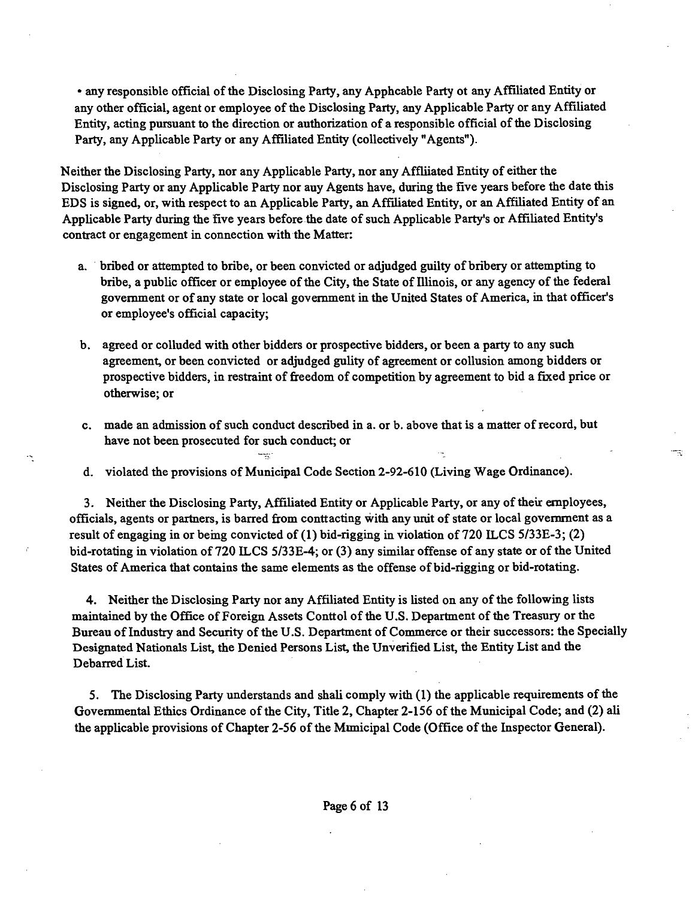• any responsible official of the Disclosing Party, any Apphcable Party ot any Affiliated Entity or any other official, agent or employee of the Disclosing Party, any Applicable Party or any Affiliated Entity, acting pursuant to the direction or authorization of a responsible official of the Disclosing Party, any Applicable Party or any Affiliated Entity (collectively "Agents").

Neither the Disclosing Party, nor any Applicable Party, nor any Affliiated Entity of either the Disclosing Party or any Applicable Party nor auy Agents have, during the five years before the date this EDS is signed, or, with respect to an Applicable Party, an Affiliated Entity, or an Affiliated Entity of an Applicable Party during the five years before the date of such Applicable Party's or Affiliated Entity's contract or engagement in connection with the Matter:

a. bribed or attempted to bribe, or been convicted or adjudged guilty of bribery or attempting to bribe, a public officer or employee of the City, the State of Illinois, or any agency of the federal government or of any state or local government in the United States of America, in that officer's or employee's official capacity;

b. agreed or colluded with other bidders or prospective bidders, or been a party to any such agreement, or been convicted or adjudged gulity of agreement or collusion among bidders or prospective bidders, in restraint of freedom of competition by agreement to bid a fixed price or otherwise; or

c. made an admission of such conduct described in a. or b. above that is a matter of record, but have not been prosecuted for such conduct; or

d. violated the provisions of Municipal Code Section 2-92-610 (Living Wage Ordinance).

3. Neither the Disclosing Party, Affiliated Entity or Applicable Party, or any of their employees, officials, agents or partners, is barred from conttacting with any unit of state or local government as a result of engaging in or being convicted of (1) bid-rigging in violation of 720 ILCS 5/33E-3; (2) bid-rotating in violation of 720 ILCS 5/33E-4; or (3) any similar offense of any state or of the United States of America that contains the same elements as the offense of bid-rigging or bid-rotating.

4. Neither the Disclosing Party nor any Affiliated Entity is listed on any of the following lists maintained by the Office of Foreign Assets Conttol of the U.S. Department of the Treasury or the Bureau of Industry and Security of the U.S. Department of Commerce or their successors: the Specially Designated Nationals List, the Denied Persons List, the Unverified List, the Entity List and the Debarred List.

5. The Disclosing Party understands and shali comply with (1) the applicable requirements of the Governmental Ethics Ordinance of the City, Title 2, Chapter 2-156 of the Municipal Code; and (2) ali the applicable provisions of Chapter 2-56 of the Mimicipal Code (Office of the Inspector General).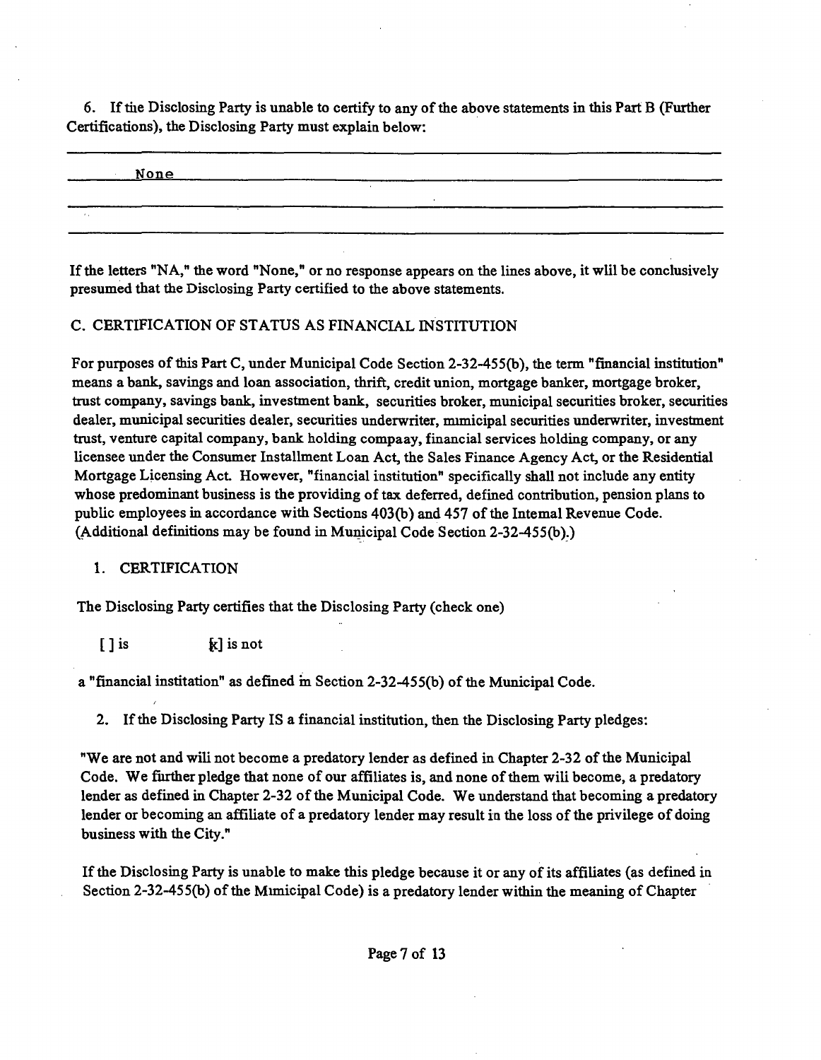6. If the Disclosing Party is unable to certify to any of the above statements in this Part B (Further Certifications), the Disclosing Party must explain below:

None

If the letters "NA," the word "None," or no response appears on the lines above, it will be conclusively presumed that the Disclosing Party certified to the above statements.

C. CERTIFICATION OF STATUS AS FINANCIAL INSTITUTION

For purposes of this Part C, under Municipal Code Section 2-32-455(b), the term "financial institution" means a bank, savings and loan association, thrift, credit union, mortgage banker, mortgage broker, trust company, savings bank, investment bank, securities broker, municipal securities broker, securities dealer, municipal securities dealer, securities underwriter, municipal securities underwriter, investment trust, venture capital company, bank holding company, financial services holding company, or any licensee under the Consumer Installment Loan Act, the Sales Finance Agency Act, or the Residential Mortgage Licensing Act. However, "financial institution" specifically shall not include any entity whose predominant business is the providing of tax deferred, defined contribution, pension plans to public employees in accordance with Sections 403(b) and 457 of the Internal Revenue Code. (Additional definitions may be found in Municipal Code Section 2-32-455(b).)

1. CERTIFICATION

The Disclosing Party certifies that the Disclosing Party (check one)

[ ] is [x] is not

a "financial institution" as defined in Section 2-32-455(b) of the Municipal Code.

2. If the Disclosing Party IS a financial institution, then the Disclosing Party pledges:

"We are not and will not become a predatory lender as defined in Chapter 2-32 of the Municipal Code. We further pledge that none of our affiliates is, and none of them will become, a predatory lender as defined in Chapter 2-32 of the Municipal Code. We understand that becoming a predatory lender or becoming an affiliate of a predatory lender may result in the loss of the privilege of doing business with the City."

If the Disclosing Party is unable to make this pledge because it or any of its affiliates (as defined in Section 2-32-455(b) of the Municipal Code) is a predatory lender within the meaning of Chapter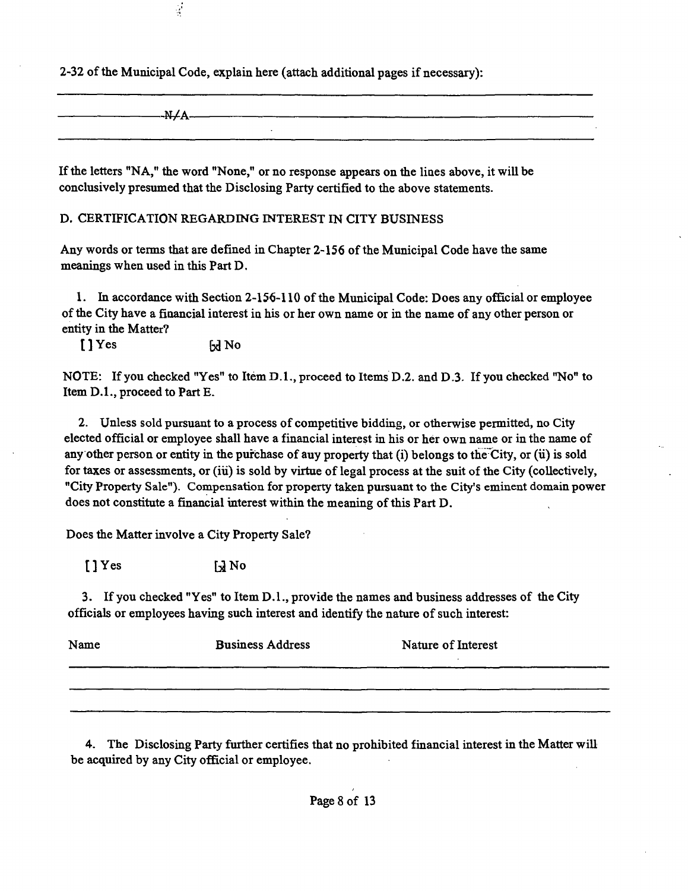2-32 of the Municipal Code, explain here (attach additional pages if necessary):

N/A

If the letters "NA," the word "None," or no response appears on the lines above, it will be conclusively presumed that the Disclosing Party certified to the above statements.

D. CERTIFICATION REGARDING INTEREST IN CITY BUSINESS

Any words or terms that are defined in Chapter 2-156 of the Municipal Code have the same meanings when used in this Part D.

1. In accordance with Section 2-156-110 of the Municipal Code: Does any official or employee of the City have a financial interest in his or her own name or in the name of any other person or entity in the Matter?

[ ] Yes [x] No

NOTE: If you checked "Yes" to Item D.1., proceed to Items D.2. and D.3. If you checked "No" to Item D.1., proceed to Part E.

2. Unless sold pursuant to a process of competitive bidding, or otherwise permitted, no City elected official or employee shall have a financial interest in his or her own name or in the name of any other person or entity in the purchase of any property that (i) belongs to the City, or (ii) is sold for taxes or assessments, or (iii) is sold by virtue of legal process at the suit of the City (collectively, "City Property Sale"). Compensation for property taken pursuant to the City's eminent domain power does not constitute a financial interest within the meaning of this Part D.

Does the Matter involve a City Property Sale?

[ ] Yes [x] No

3. If you checked "Yes" to Item D.1., provide the names and business addresses of the City officials or employees having such interest and identify the nature of such interest:

| Name | Business Address | Nature of Interest |
|---|---|---|
| | | |
| | | |
| | | |

4. The Disclosing Party further certifies that no prohibited financial interest in the Matter will be acquired by any City official or employee.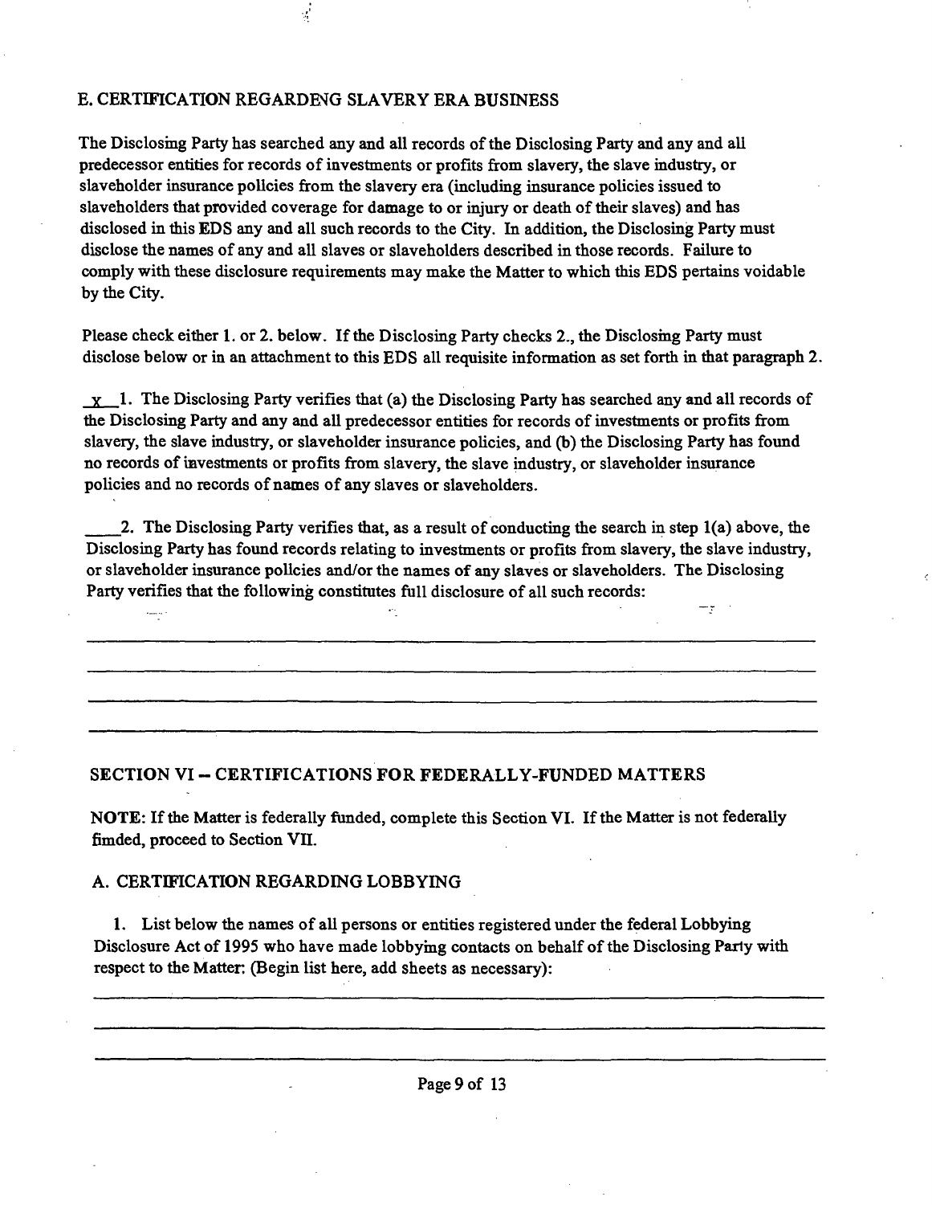### E. CERTIFICATION REGARDING SLAVERY ERA BUSINESS

The Disclosing Party has searched any and all records of the Disclosing Party and any and all predecessor entities for records of investments or profits from slavery, the slave industry, or slaveholder insurance policies from the slavery era (including insurance policies issued to slaveholders that provided coverage for damage to or injury or death of their slaves) and has disclosed in this EDS any and all such records to the City. In addition, the Disclosing Party must disclose the names of any and all slaves or slaveholders described in those records. Failure to comply with these disclosure requirements may make the Matter to which this EDS pertains voidable by the City.

Please check either 1. or 2. below. If the Disclosing Party checks 2., the Disclosing Party must disclose below or in an attachment to this EDS all requisite information as set forth in that paragraph 2.

_x_ 1. The Disclosing Party verifies that (a) the Disclosing Party has searched any and all records of the Disclosing Party and any and all predecessor entities for records of investments or profits from slavery, the slave industry, or slaveholder insurance policies, and (b) the Disclosing Party has found no records of investments or profits from slavery, the slave industry, or slaveholder insurance policies and no records of names of any slaves or slaveholders.

____ 2. The Disclosing Party verifies that, as a result of conducting the search in step 1(a) above, the Disclosing Party has found records relating to investments or profits from slavery, the slave industry, or slaveholder insurance policies and/or the names of any slaves or slaveholders. The Disclosing Party verifies that the following constitutes full disclosure of all such records:

______________________________________________________________________

______________________________________________________________________

______________________________________________________________________

______________________________________________________________________

## SECTION VI -- CERTIFICATIONS FOR FEDERALLY-FUNDED MATTERS

**NOTE:** If the Matter is federally funded, complete this Section VI. If the Matter is not federally fimded, proceed to Section VII.

### A. CERTIFICATION REGARDING LOBBYING

1. List below the names of all persons or entities registered under the federal Lobbying Disclosure Act of 1995 who have made lobbying contacts on behalf of the Disclosing Party with respect to the Matter: (Begin list here, add sheets as necessary):

______________________________________________________________________

______________________________________________________________________

______________________________________________________________________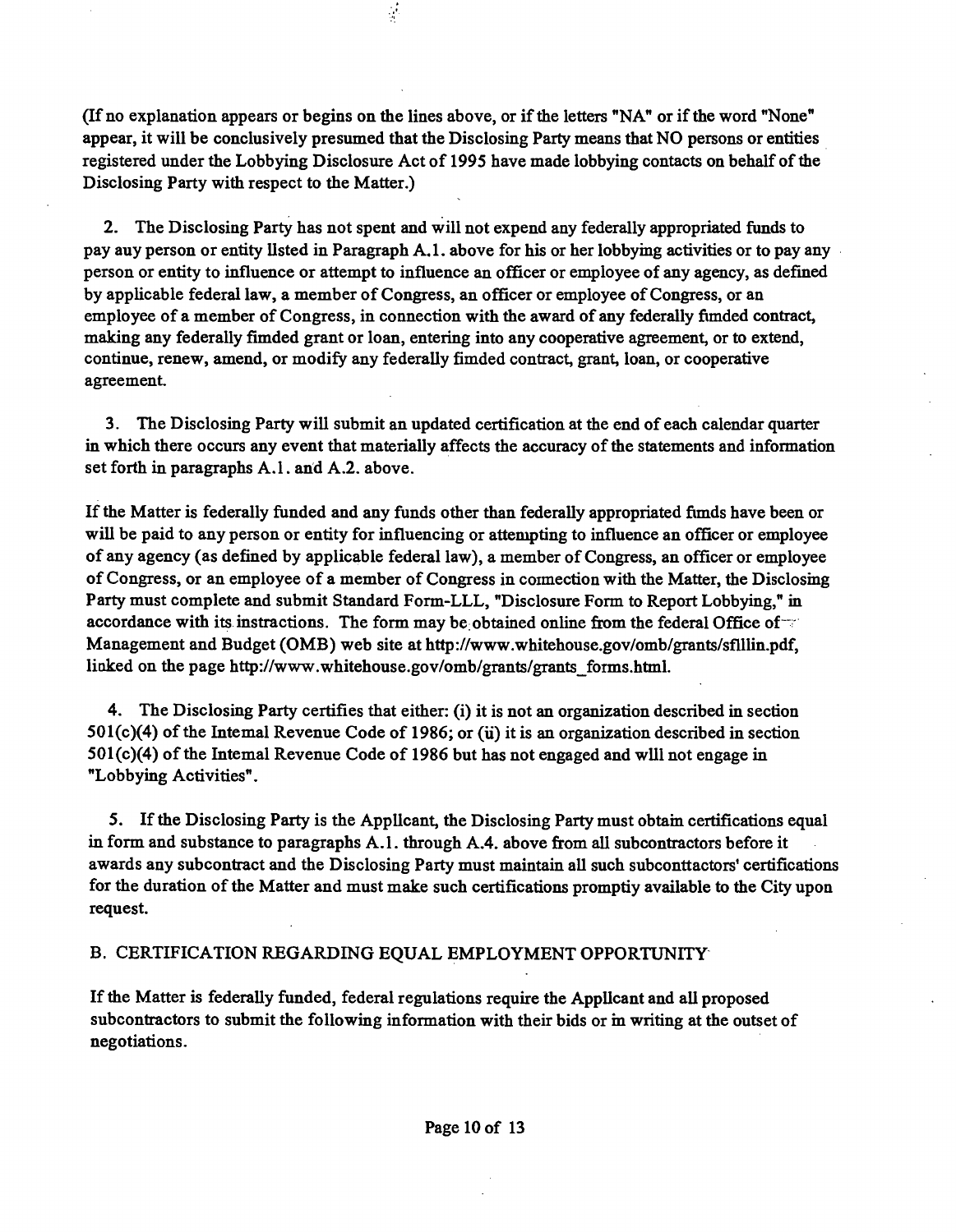(If no explanation appears or begins on the lines above, or if the letters "NA" or if the word "None" appear, it will be conclusively presumed that the Disclosing Party means that NO persons or entities registered under the Lobbying Disclosure Act of 1995 have made lobbying contacts on behalf of the Disclosing Party with respect to the Matter.)

2. The Disclosing Party has not spent and will not expend any federally appropriated funds to pay auy person or entity llsted in Paragraph A.1. above for his or her lobbying activities or to pay any person or entity to influence or attempt to influence an officer or employee of any agency, as defined by applicable federal law, a member of Congress, an officer or employee of Congress, or an employee of a member of Congress, in connection with the award of any federally fimded contract, making any federally fimded grant or loan, entering into any cooperative agreement, or to extend, continue, renew, amend, or modify any federally fimded contract, grant, loan, or cooperative agreement.

3. The Disclosing Party will submit an updated certification at the end of each calendar quarter in which there occurs any event that materially affects the accuracy of the statements and information set forth in paragraphs A.1. and A.2. above.

If the Matter is federally funded and any funds other than federally appropriated fimds have been or will be paid to any person or entity for influencing or attempting to influence an officer or employee of any agency (as defined by applicable federal law), a member of Congress, an officer or employee of Congress, or an employee of a member of Congress in connection with the Matter, the Disclosing Party must complete and submit Standard Form-LLL, "Disclosure Form to Report Lobbying," in accordance with its instractions. The form may be obtained online from the federal Office of Management and Budget (OMB) web site at http://www.whitehouse.gov/omb/grants/sflllin.pdf, linked on the page http://www.whitehouse.gov/omb/grants/grants_forms.html.

4. The Disclosing Party certifies that either: (i) it is not an organization described in section 501(c)(4) of the Intemal Revenue Code of 1986; or (ii) it is an organization described in section 501(c)(4) of the Intemal Revenue Code of 1986 but has not engaged and wlll not engage in "Lobbying Activities".

5. If the Disclosing Party is the Applicant, the Disclosing Party must obtain certifications equal in form and substance to paragraphs A.1. through A.4. above from all subcontractors before it awards any subcontract and the Disclosing Party must maintain all such subconttactors' certifications for the duration of the Matter and must make such certifications promptiy available to the City upon request.

## B. CERTIFICATION REGARDING EQUAL EMPLOYMENT OPPORTUNITY

If the Matter is federally funded, federal regulations require the Applicant and all proposed subcontractors to submit the following information with their bids or in writing at the outset of negotiations.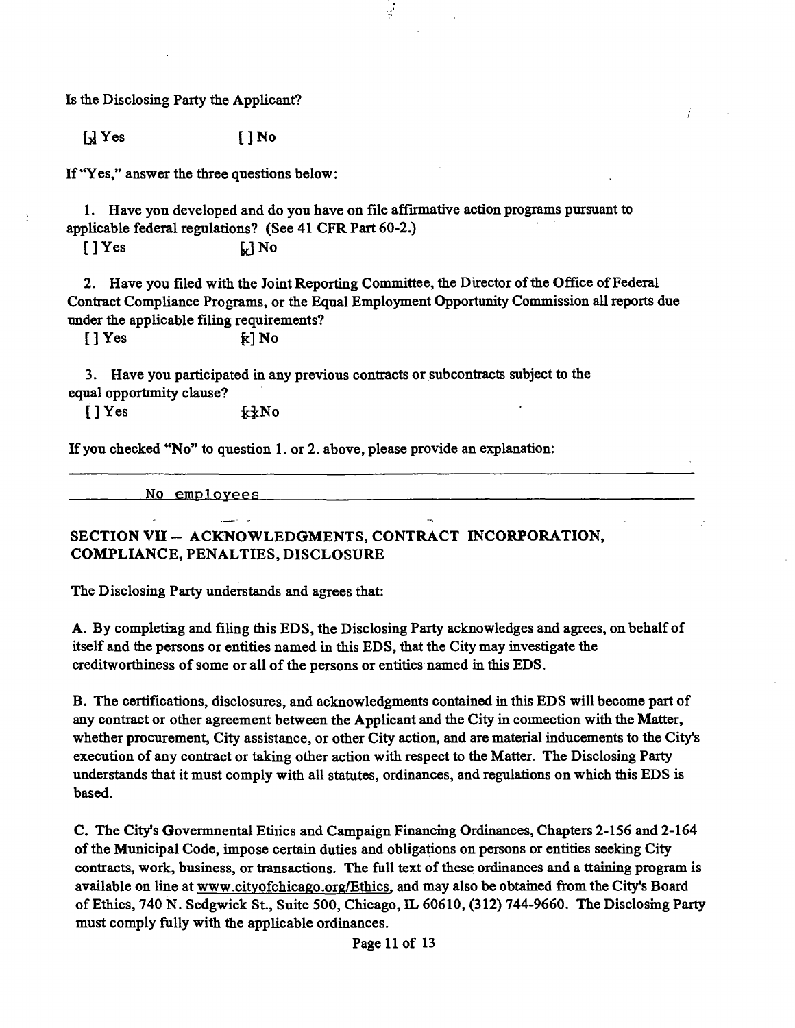Is the Disclosing Party the Applicant?

[x] Yes [ ] No

If "Yes," answer the three questions below:

1. Have you developed and do you have on file affirmative action programs pursuant to applicable federal regulations? (See 41 CFR Part 60-2.)

[ ] Yes [x] No

2. Have you filed with the Joint Reporting Committee, the Director of the Office of Federal Contract Compliance Programs, or the Equal Employment Opportunity Commission all reports due under the applicable filing requirements?

[ ] Yes [x] No

3. Have you participated in any previous contracts or subcontracts subject to the equal opportunity clause?

[ ] Yes [x] No

If you checked "No" to question 1. or 2. above, please provide an explanation:

No employees

## SECTION VII -- ACKNOWLEDGMENTS, CONTRACT INCORPORATION, COMPLIANCE, PENALTIES, DISCLOSURE

The Disclosing Party understands and agrees that:

A. By completing and filing this EDS, the Disclosing Party acknowledges and agrees, on behalf of itself and the persons or entities named in this EDS, that the City may investigate the creditworthiness of some or all of the persons or entities named in this EDS.

B. The certifications, disclosures, and acknowledgments contained in this EDS will become part of any contract or other agreement between the Applicant and the City in connection with the Matter, whether procurement, City assistance, or other City action, and are material inducements to the City's execution of any contract or taking other action with respect to the Matter. The Disclosing Party understands that it must comply with all statutes, ordinances, and regulations on which this EDS is based.

C. The City's Governmental Ethics and Campaign Financing Ordinances, Chapters 2-156 and 2-164 of the Municipal Code, impose certain duties and obligations on persons or entities seeking City contracts, work, business, or transactions. The full text of these ordinances and a training program is available on line at www.cityofchicago.org/Ethics, and may also be obtained from the City's Board of Ethics, 740 N. Sedgwick St., Suite 500, Chicago, IL 60610, (312) 744-9660. The Disclosing Party must comply fully with the applicable ordinances.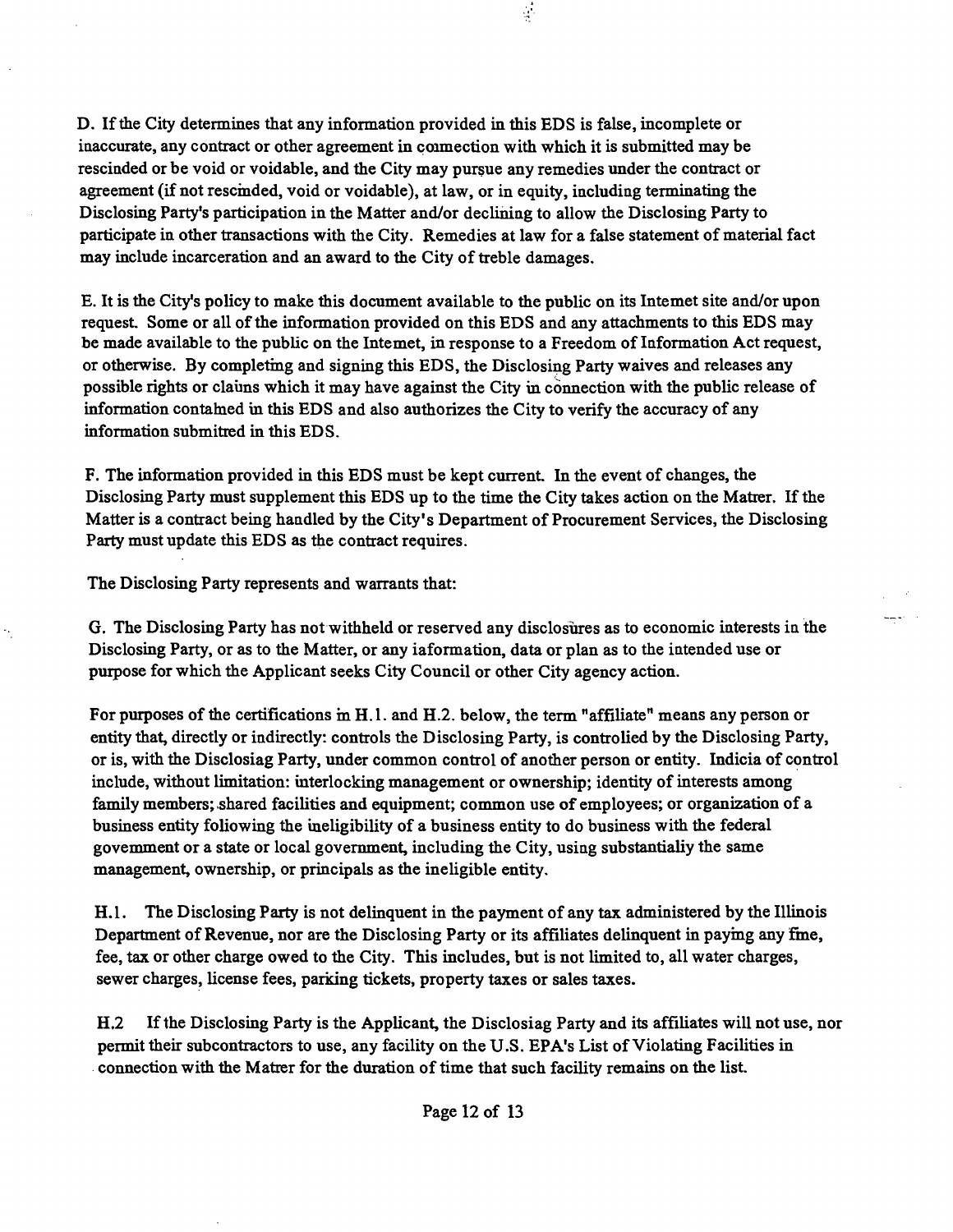D. If the City determines that any information provided in this EDS is false, incomplete or inaccurate, any contract or other agreement in connection with which it is submitted may be rescinded or be void or voidable, and the City may pursue any remedies under the contract or agreement (if not rescinded, void or voidable), at law, or in equity, including terminating the Disclosing Party's participation in the Matter and/or declining to allow the Disclosing Party to participate in other transactions with the City. Remedies at law for a false statement of material fact may include incarceration and an award to the City of treble damages.

E. It is the City's policy to make this document available to the public on its Intemet site and/or upon request. Some or all of the information provided on this EDS and any attachments to this EDS may be made available to the public on the Intemet, in response to a Freedom of Information Act request, or otherwise. By completing and signing this EDS, the Disclosing Party waives and releases any possible rights or claims which it may have against the City in connection with the public release of information contained in this EDS and also authorizes the City to verify the accuracy of any information submitted in this EDS.

F. The information provided in this EDS must be kept current. In the event of changes, the Disclosing Party must supplement this EDS up to the time the City takes action on the Matter. If the Matter is a contract being handled by the City's Department of Procurement Services, the Disclosing Party must update this EDS as the contract requires.

The Disclosing Party represents and warrants that:

G. The Disclosing Party has not withheld or reserved any disclosures as to economic interests in the Disclosing Party, or as to the Matter, or any information, data or plan as to the intended use or purpose for which the Applicant seeks City Council or other City agency action.

For purposes of the certifications in H.1. and H.2. below, the term "affiliate" means any person or entity that, directly or indirectly: controls the Disclosing Party, is controlled by the Disclosing Party, or is, with the Disclosing Party, under common control of another person or entity. Indicia of control include, without limitation: interlocking management or ownership; identity of interests among family members; shared facilities and equipment; common use of employees; or organization of a business entity following the ineligibility of a business entity to do business with the federal government or a state or local government, including the City, using substantially the same management, ownership, or principals as the ineligible entity.

H.1. The Disclosing Party is not delinquent in the payment of any tax administered by the Illinois Department of Revenue, nor are the Disclosing Party or its affiliates delinquent in paying any fine, fee, tax or other charge owed to the City. This includes, but is not limited to, all water charges, sewer charges, license fees, parking tickets, property taxes or sales taxes.

H.2 If the Disclosing Party is the Applicant, the Disclosing Party and its affiliates will not use, nor permit their subcontractors to use, any facility on the U.S. EPA's List of Violating Facilities in connection with the Matter for the duration of time that such facility remains on the list.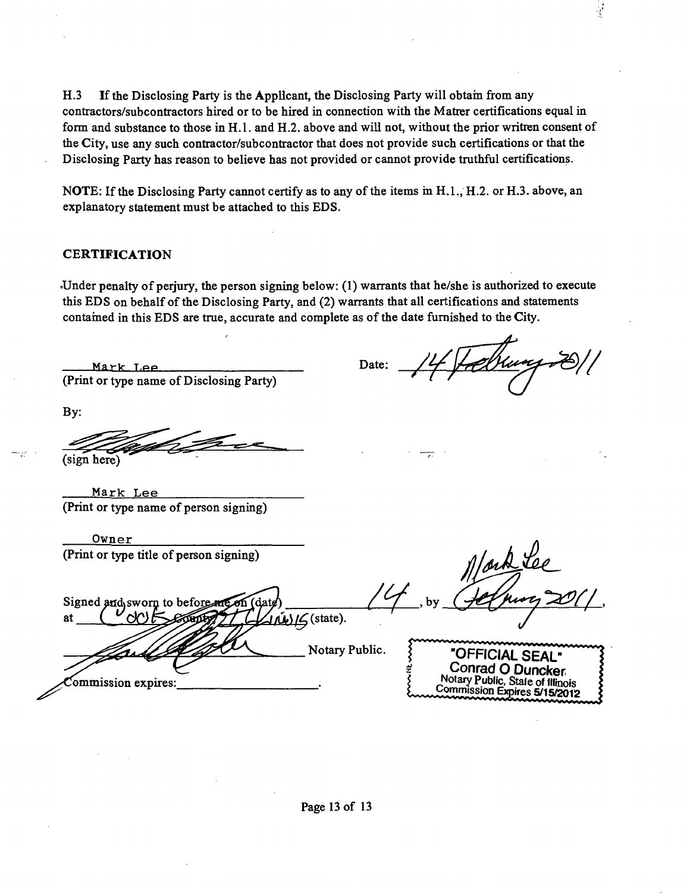H.3 If the Disclosing Party is the Applicant, the Disclosing Party will obtain from any contractors/subcontractors hired or to be hired in connection with the Matter certifications equal in form and substance to those in H.1. and H.2. above and will not, without the prior written consent of the City, use any such contractor/subcontractor that does not provide such certifications or that the Disclosing Party has reason to believe has not provided or cannot provide truthful certifications.

NOTE: If the Disclosing Party cannot certify as to any of the items in H.1., H.2. or H.3. above, an explanatory statement must be attached to this EDS.

## CERTIFICATION

Under penalty of perjury, the person signing below: (1) warrants that he/she is authorized to execute this EDS on behalf of the Disclosing Party, and (2) warrants that all certifications and statements contained in this EDS are true, accurate and complete as of the date furnished to the City.

Mark Lee
(Print or type name of Disclosing Party)

Date: 14 February 2011

By:

(sign here)

Mark Lee
(Print or type name of person signing)

Owner
(Print or type title of person signing)

Signed and sworn to before me on (date) 14 February 2011, by Mark Lee, at Cook County, Illinois (state).

Notary Public.

Commission expires: \_\_\_\_\_\_\_\_\_\_.

"OFFICIAL SEAL"
Conrad O Duncker
Notary Public, State of Illinois
Commission Expires 5/15/2012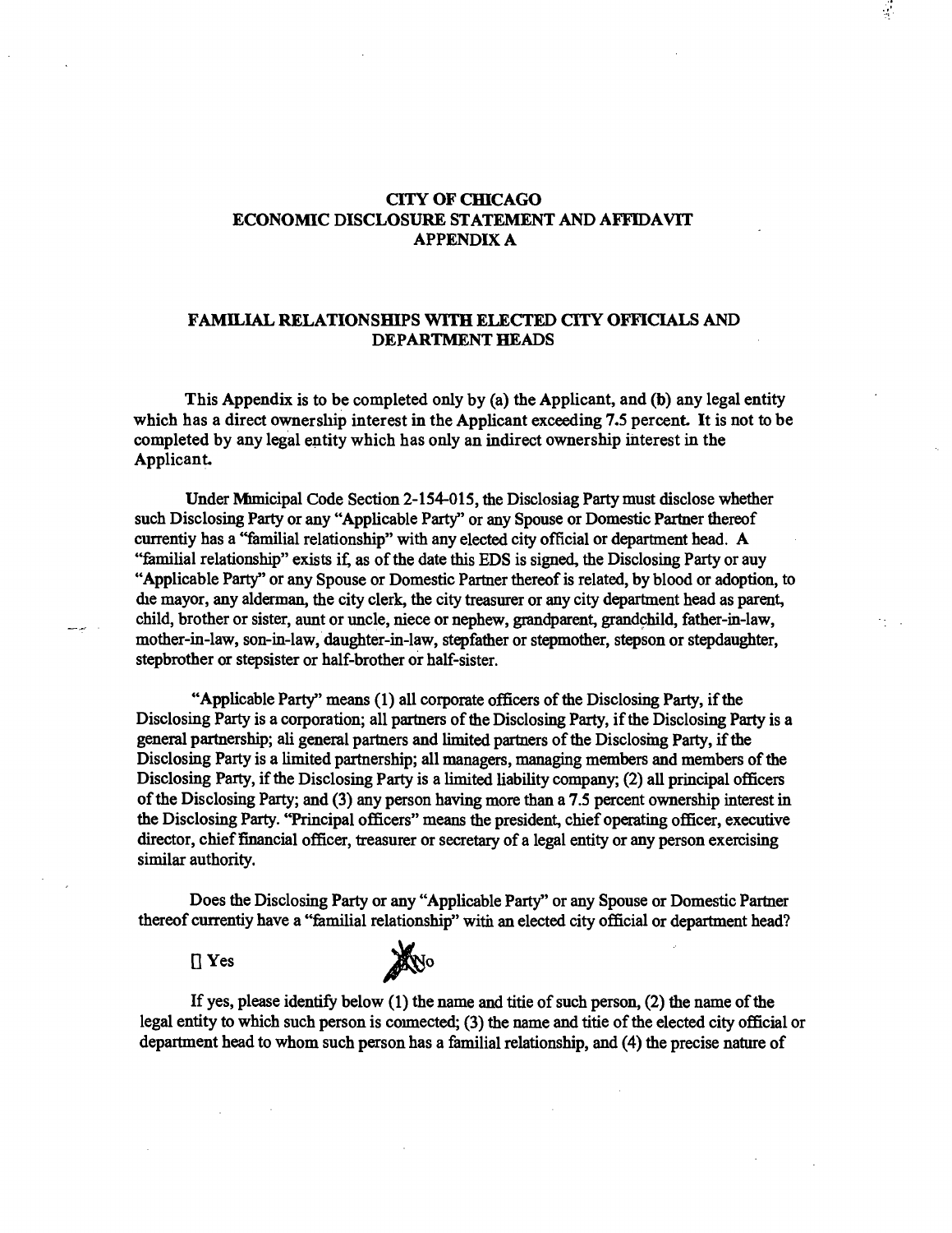**CITY OF CHICAGO**
**ECONOMIC DISCLOSURE STATEMENT AND AFFIDAVIT**
**APPENDIX A**

**FAMILIAL RELATIONSHIPS WITH ELECTED CITY OFFICIALS AND DEPARTMENT HEADS**

This Appendix is to be completed only by (a) the Applicant, and (b) any legal entity which has a direct ownership interest in the Applicant exceeding 7.5 percent. It is not to be completed by any legal entity which has only an indirect ownership interest in the Applicant.

Under Mmicipal Code Section 2-154-015, the Disclosiag Party must disclose whether such Disclosing Party or any "Applicable Party" or any Spouse or Domestic Partner thereof currentiy has a "familial relationship" with any elected city official or department head. A "familial relationship" exists if, as of the date this EDS is signed, the Disclosing Party or auy "Applicable Party" or any Spouse or Domestic Partner thereof is related, by blood or adoption, to die mayor, any alderman, the city clerk, the city treasurer or any city department head as parent, child, brother or sister, aunt or uncle, niece or nephew, grandparent, grandchild, father-in-law, mother-in-law, son-in-law, daughter-in-law, stepfather or stepmother, stepson or stepdaughter, stepbrother or stepsister or half-brother or half-sister.

"Applicable Party" means (1) all corporate officers of the Disclosing Party, if the Disclosing Party is a corporation; all partners of the Disclosing Party, if the Disclosing Party is a general partnership; ali general partners and limited partners of the Disclosing Party, if the Disclosing Party is a limited partnership; all managers, managing members and members of the Disclosing Party, if the Disclosing Party is a limited liability company; (2) all principal officers of the Disclosing Party; and (3) any person having more than a 7.5 percent ownership interest in the Disclosing Party. "Principal officers" means the president, chief operating officer, executive director, chief financial officer, treasurer or secretary of a legal entity or any person exercising similar authority.

Does the Disclosing Party or any "Applicable Party" or any Spouse or Domestic Partner thereof currentiy have a "familial relationship" witii an elected city official or department head?

[ ] Yes [X] No

If yes, please identify below (1) the name and titie of such person, (2) the name of the legal entity to which such person is comected; (3) the name and titie of the elected city official or department head to whom such person has a familial relationship, and (4) the precise nature of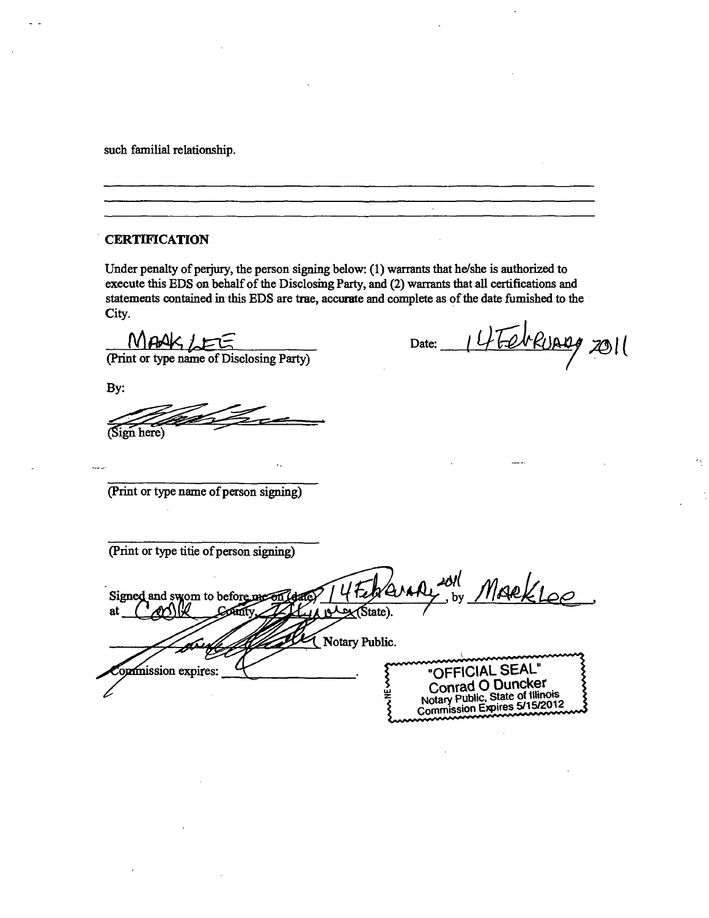such familial relationship.

\_\_\_\_\_\_\_\_\_\_\_\_\_\_\_\_\_\_\_\_\_\_\_\_\_\_\_\_\_\_\_\_\_\_\_\_\_\_\_\_\_\_\_\_\_\_\_\_\_\_\_\_\_\_\_\_\_\_\_\_\_\_\_\_

\_\_\_\_\_\_\_\_\_\_\_\_\_\_\_\_\_\_\_\_\_\_\_\_\_\_\_\_\_\_\_\_\_\_\_\_\_\_\_\_\_\_\_\_\_\_\_\_\_\_\_\_\_\_\_\_\_\_\_\_\_\_\_\_

\_\_\_\_\_\_\_\_\_\_\_\_\_\_\_\_\_\_\_\_\_\_\_\_\_\_\_\_\_\_\_\_\_\_\_\_\_\_\_\_\_\_\_\_\_\_\_\_\_\_\_\_\_\_\_\_\_\_\_\_\_\_\_\_

**CERTIFICATION**

Under penalty of perjury, the person signing below: (1) warrants that he/she is authorized to execute this EDS on behalf of the Disclosing Party, and (2) warrants that all certifications and statements contained in this EDS are true, accurate and complete as of the date furnished to the City.

MARK LEE
(Print or type name of Disclosing Party)

Date: 14 February 2011

By:

[signature]
(Sign here)

\_\_\_\_\_\_\_\_\_\_\_\_\_\_\_\_\_\_\_\_\_\_\_\_\_\_
(Print or type name of person signing)

\_\_\_\_\_\_\_\_\_\_\_\_\_\_\_\_\_\_\_\_\_\_\_\_\_\_
(Print or type title of person signing)

Signed and sworn to before me on (date) 14 February 2011, by Mark Lee,
at Cook County, Illinois (State).

[signature] Notary Public.

Commission expires: \_\_\_\_\_\_\_\_\_\_\_\_\_\_.

"OFFICIAL SEAL"
Conrad O Duncker
Notary Public, State of Illinois
Commission Expires 5/15/2012